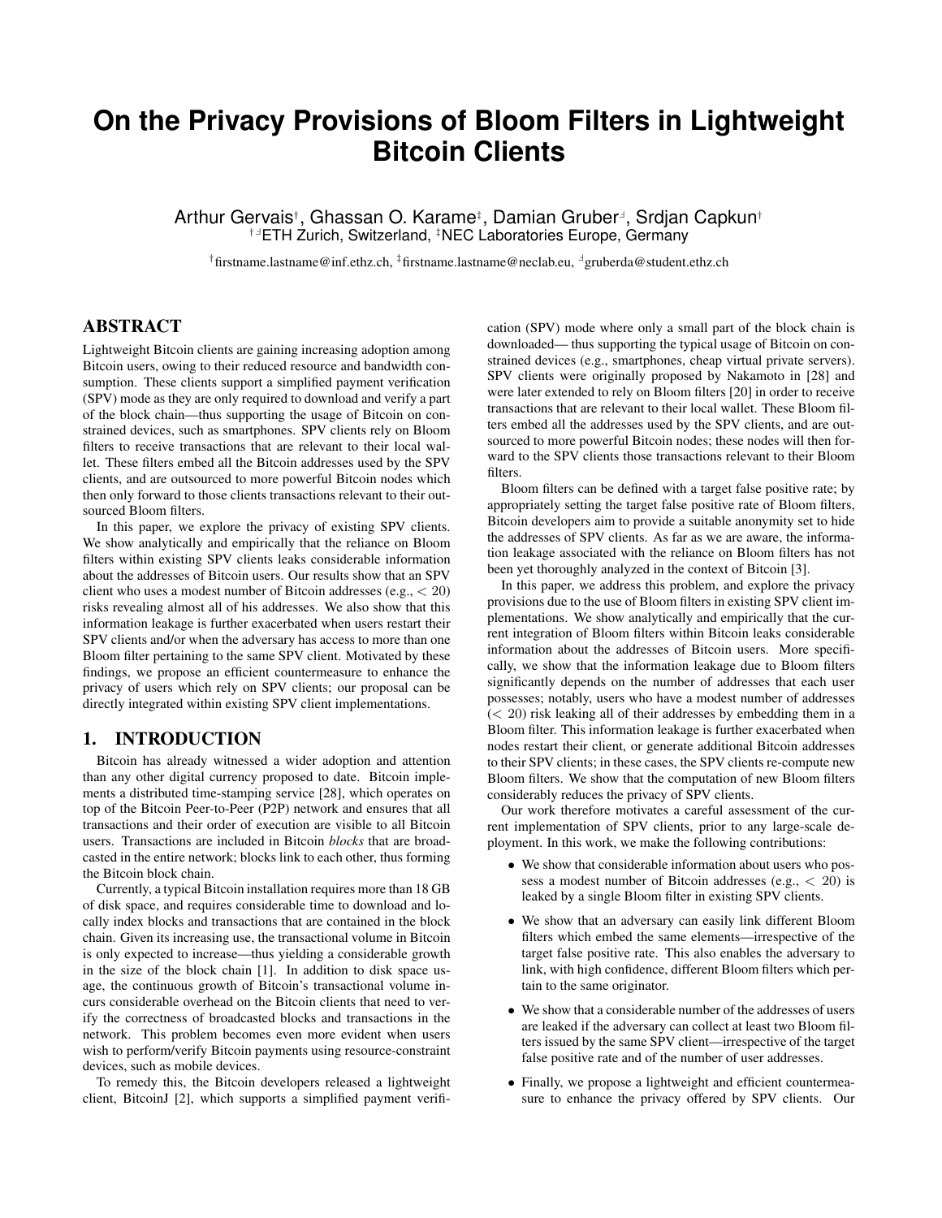# On the Privacy Provisions of Bloom Filters in Lightweight Bitcoin Clients

Arthur Gervais†, Ghassan O. Karame‡, Damian Gruber⅃, Srdjan Capkun†
†⅃ETH Zurich, Switzerland, ‡NEC Laboratories Europe, Germany

†firstname.lastname@inf.ethz.ch, ‡firstname.lastname@neclab.eu, ⅃gruberda@student.ethz.ch

## ABSTRACT

Lightweight Bitcoin clients are gaining increasing adoption among Bitcoin users, owing to their reduced resource and bandwidth consumption. These clients support a simplified payment verification (SPV) mode as they are only required to download and verify a part of the block chain—thus supporting the usage of Bitcoin on constrained devices, such as smartphones. SPV clients rely on Bloom filters to receive transactions that are relevant to their local wallet. These filters embed all the Bitcoin addresses used by the SPV clients, and are outsourced to more powerful Bitcoin nodes which then only forward to those clients transactions relevant to their outsourced Bloom filters.

In this paper, we explore the privacy of existing SPV clients. We show analytically and empirically that the reliance on Bloom filters within existing SPV clients leaks considerable information about the addresses of Bitcoin users. Our results show that an SPV client who uses a modest number of Bitcoin addresses (e.g., $< 20$) risks revealing almost all of his addresses. We also show that this information leakage is further exacerbated when users restart their SPV clients and/or when the adversary has access to more than one Bloom filter pertaining to the same SPV client. Motivated by these findings, we propose an efficient countermeasure to enhance the privacy of users which rely on SPV clients; our proposal can be directly integrated within existing SPV client implementations.

## 1. INTRODUCTION

Bitcoin has already witnessed a wider adoption and attention than any other digital currency proposed to date. Bitcoin implements a distributed time-stamping service [28], which operates on top of the Bitcoin Peer-to-Peer (P2P) network and ensures that all transactions and their order of execution are visible to all Bitcoin users. Transactions are included in Bitcoin *blocks* that are broadcasted in the entire network; blocks link to each other, thus forming the Bitcoin block chain.

Currently, a typical Bitcoin installation requires more than 18 GB of disk space, and requires considerable time to download and locally index blocks and transactions that are contained in the block chain. Given its increasing use, the transactional volume in Bitcoin is only expected to increase—thus yielding a considerable growth in the size of the block chain [1]. In addition to disk space usage, the continuous growth of Bitcoin's transactional volume incurs considerable overhead on the Bitcoin clients that need to verify the correctness of broadcasted blocks and transactions in the network. This problem becomes even more evident when users wish to perform/verify Bitcoin payments using resource-constraint devices, such as mobile devices.

To remedy this, the Bitcoin developers released a lightweight client, BitcoinJ [2], which supports a simplified payment verification (SPV) mode where only a small part of the block chain is downloaded— thus supporting the typical usage of Bitcoin on constrained devices (e.g., smartphones, cheap virtual private servers). SPV clients were originally proposed by Nakamoto in [28] and were later extended to rely on Bloom filters [20] in order to receive transactions that are relevant to their local wallet. These Bloom filters embed all the addresses used by the SPV clients, and are outsourced to more powerful Bitcoin nodes; these nodes will then forward to the SPV clients those transactions relevant to their Bloom filters.

Bloom filters can be defined with a target false positive rate; by appropriately setting the target false positive rate of Bloom filters, Bitcoin developers aim to provide a suitable anonymity set to hide the addresses of SPV clients. As far as we are aware, the information leakage associated with the reliance on Bloom filters has not been yet thoroughly analyzed in the context of Bitcoin [3].

In this paper, we address this problem, and explore the privacy provisions due to the use of Bloom filters in existing SPV client implementations. We show analytically and empirically that the current integration of Bloom filters within Bitcoin leaks considerable information about the addresses of Bitcoin users. More specifically, we show that the information leakage due to Bloom filters significantly depends on the number of addresses that each user possesses; notably, users who have a modest number of addresses ($< 20$) risk leaking all of their addresses by embedding them in a Bloom filter. This information leakage is further exacerbated when nodes restart their client, or generate additional Bitcoin addresses to their SPV clients; in these cases, the SPV clients re-compute new Bloom filters. We show that the computation of new Bloom filters considerably reduces the privacy of SPV clients.

Our work therefore motivates a careful assessment of the current implementation of SPV clients, prior to any large-scale deployment. In this work, we make the following contributions:

- We show that considerable information about users who possess a modest number of Bitcoin addresses (e.g., $< 20$) is leaked by a single Bloom filter in existing SPV clients.
- We show that an adversary can easily link different Bloom filters which embed the same elements—irrespective of the target false positive rate. This also enables the adversary to link, with high confidence, different Bloom filters which pertain to the same originator.
- We show that a considerable number of the addresses of users are leaked if the adversary can collect at least two Bloom filters issued by the same SPV client—irrespective of the target false positive rate and of the number of user addresses.
- Finally, we propose a lightweight and efficient countermeasure to enhance the privacy offered by SPV clients. Our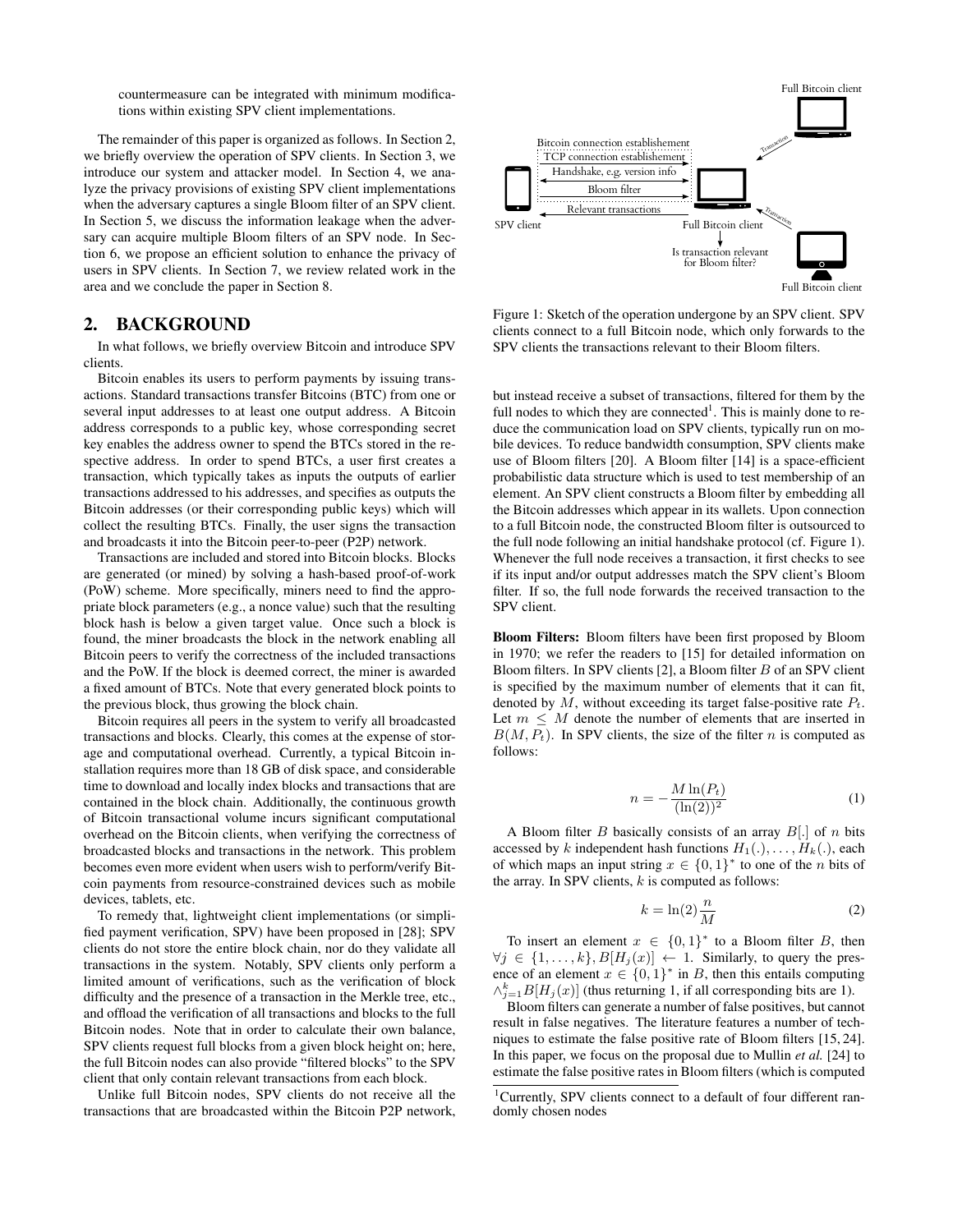countermeasure can be integrated with minimum modifications within existing SPV client implementations.

The remainder of this paper is organized as follows. In Section 2, we briefly overview the operation of SPV clients. In Section 3, we introduce our system and attacker model. In Section 4, we analyze the privacy provisions of existing SPV client implementations when the adversary captures a single Bloom filter of an SPV client. In Section 5, we discuss the information leakage when the adversary can acquire multiple Bloom filters of an SPV node. In Section 6, we propose an efficient solution to enhance the privacy of users in SPV clients. In Section 7, we review related work in the area and we conclude the paper in Section 8.

## 2. BACKGROUND

In what follows, we briefly overview Bitcoin and introduce SPV clients.

Bitcoin enables its users to perform payments by issuing transactions. Standard transactions transfer Bitcoins (BTC) from one or several input addresses to at least one output address. A Bitcoin address corresponds to a public key, whose corresponding secret key enables the address owner to spend the BTCs stored in the respective address. In order to spend BTCs, a user first creates a transaction, which typically takes as inputs the outputs of earlier transactions addressed to his addresses, and specifies as outputs the Bitcoin addresses (or their corresponding public keys) which will collect the resulting BTCs. Finally, the user signs the transaction and broadcasts it into the Bitcoin peer-to-peer (P2P) network.

Transactions are included and stored into Bitcoin blocks. Blocks are generated (or mined) by solving a hash-based proof-of-work (PoW) scheme. More specifically, miners need to find the appropriate block parameters (e.g., a nonce value) such that the resulting block hash is below a given target value. Once such a block is found, the miner broadcasts the block in the network enabling all Bitcoin peers to verify the correctness of the included transactions and the PoW. If the block is deemed correct, the miner is awarded a fixed amount of BTCs. Note that every generated block points to the previous block, thus growing the block chain.

Bitcoin requires all peers in the system to verify all broadcasted transactions and blocks. Clearly, this comes at the expense of storage and computational overhead. Currently, a typical Bitcoin installation requires more than 18 GB of disk space, and considerable time to download and locally index blocks and transactions that are contained in the block chain. Additionally, the continuous growth of Bitcoin transactional volume incurs significant computational overhead on the Bitcoin clients, when verifying the correctness of broadcasted blocks and transactions in the network. This problem becomes even more evident when users wish to perform/verify Bitcoin payments from resource-constrained devices such as mobile devices, tablets, etc.

To remedy that, lightweight client implementations (or simplified payment verification, SPV) have been proposed in [28]; SPV clients do not store the entire block chain, nor do they validate all transactions in the system. Notably, SPV clients only perform a limited amount of verifications, such as the verification of block difficulty and the presence of a transaction in the Merkle tree, etc., and offload the verification of all transactions and blocks to the full Bitcoin nodes. Note that in order to calculate their own balance, SPV clients request full blocks from a given block height on; here, the full Bitcoin nodes can also provide "filtered blocks" to the SPV client that only contain relevant transactions from each block.

Unlike full Bitcoin nodes, SPV clients do not receive all the transactions that are broadcasted within the Bitcoin P2P network, but instead receive a subset of transactions, filtered for them by the full nodes to which they are connected[1]. This is mainly done to reduce the communication load on SPV clients, typically run on mobile devices. To reduce bandwidth consumption, SPV clients make use of Bloom filters [20]. A Bloom filter [14] is a space-efficient probabilistic data structure which is used to test membership of an element. An SPV client constructs a Bloom filter by embedding all the Bitcoin addresses which appear in its wallets. Upon connection to a full Bitcoin node, the constructed Bloom filter is outsourced to the full node following an initial handshake protocol (cf. Figure 1). Whenever the full node receives a transaction, it first checks to see if its input and/or output addresses match the SPV client's Bloom filter. If so, the full node forwards the received transaction to the SPV client.

Figure 1: Sketch of the operation undergone by an SPV client. SPV clients connect to a full Bitcoin node, which only forwards to the SPV clients the transactions relevant to their Bloom filters.

**Bloom Filters:** Bloom filters have been first proposed by Bloom in 1970; we refer the readers to [15] for detailed information on Bloom filters. In SPV clients [2], a Bloom filter $B$ of an SPV client is specified by the maximum number of elements that it can fit, denoted by $M$, without exceeding its target false-positive rate $P_t$. Let $m \leq M$ denote the number of elements that are inserted in $B(M, P_t)$. In SPV clients, the size of the filter $n$ is computed as follows:

$$n = -\frac{M \ln(P_t)}{(\ln(2))^2} \tag{1}$$

A Bloom filter $B$ basically consists of an array $B[.]$ of $n$ bits accessed by $k$ independent hash functions $H_1(.), \ldots, H_k(.)$, each of which maps an input string $x \in \{0,1\}^*$ to one of the $n$ bits of the array. In SPV clients, $k$ is computed as follows:

$$k = \ln(2)\frac{n}{M} \tag{2}$$

To insert an element $x \in \{0,1\}^*$ to a Bloom filter $B$, then $\forall j \in \{1, \ldots, k\}, B[H_j(x)] \leftarrow 1$. Similarly, to query the presence of an element $x \in \{0,1\}^*$ in $B$, then this entails computing $\wedge_{j=1}^{k} B[H_j(x)]$ (thus returning 1, if all corresponding bits are 1).

Bloom filters can generate a number of false positives, but cannot result in false negatives. The literature features a number of techniques to estimate the false positive rate of Bloom filters [15, 24]. In this paper, we focus on the proposal due to Mullin *et al.* [24] to estimate the false positive rates in Bloom filters (which is computed

[1]Currently, SPV clients connect to a default of four different randomly chosen nodes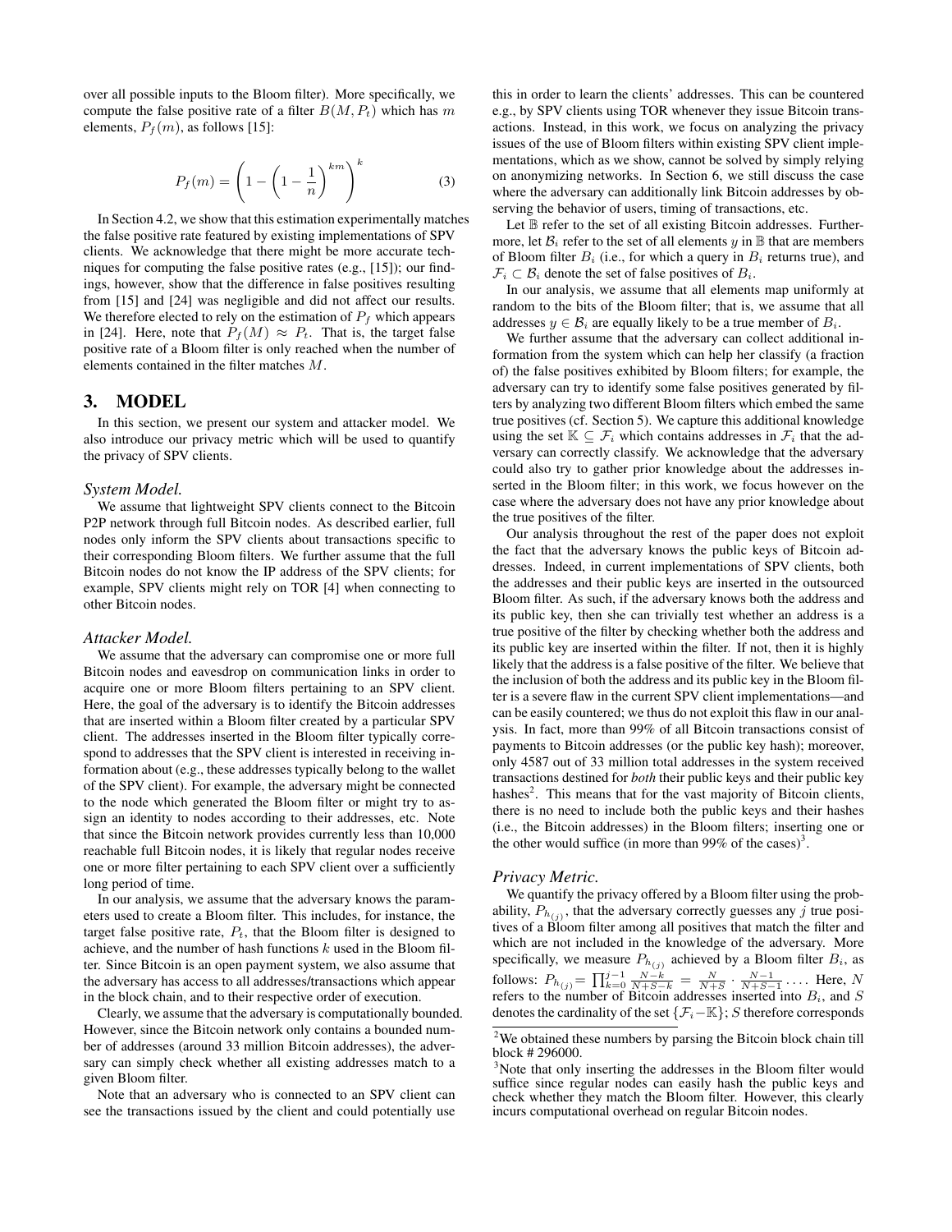over all possible inputs to the Bloom filter). More specifically, we compute the false positive rate of a filter $B(M, P_t)$ which has $m$ elements, $P_f(m)$, as follows [15]:

$$P_f(m) = \left(1 - \left(1 - \frac{1}{n}\right)^{km}\right)^k \tag{3}$$

In Section 4.2, we show that this estimation experimentally matches the false positive rate featured by existing implementations of SPV clients. We acknowledge that there might be more accurate techniques for computing the false positive rates (e.g., [15]); our findings, however, show that the difference in false positives resulting from [15] and [24] was negligible and did not affect our results. We therefore elected to rely on the estimation of $P_f$ which appears in [24]. Here, note that $P_f(M) \approx P_t$. That is, the target false positive rate of a Bloom filter is only reached when the number of elements contained in the filter matches $M$.

## 3. MODEL

In this section, we present our system and attacker model. We also introduce our privacy metric which will be used to quantify the privacy of SPV clients.

### *System Model.*

We assume that lightweight SPV clients connect to the Bitcoin P2P network through full Bitcoin nodes. As described earlier, full nodes only inform the SPV clients about transactions specific to their corresponding Bloom filters. We further assume that the full Bitcoin nodes do not know the IP address of the SPV clients; for example, SPV clients might rely on TOR [4] when connecting to other Bitcoin nodes.

### *Attacker Model.*

We assume that the adversary can compromise one or more full Bitcoin nodes and eavesdrop on communication links in order to acquire one or more Bloom filters pertaining to an SPV client. Here, the goal of the adversary is to identify the Bitcoin addresses that are inserted within a Bloom filter created by a particular SPV client. The addresses inserted in the Bloom filter typically correspond to addresses that the SPV client is interested in receiving information about (e.g., these addresses typically belong to the wallet of the SPV client). For example, the adversary might be connected to the node which generated the Bloom filter or might try to assign an identity to nodes according to their addresses, etc. Note that since the Bitcoin network provides currently less than 10,000 reachable full Bitcoin nodes, it is likely that regular nodes receive one or more filter pertaining to each SPV client over a sufficiently long period of time.

In our analysis, we assume that the adversary knows the parameters used to create a Bloom filter. This includes, for instance, the target false positive rate, $P_t$, that the Bloom filter is designed to achieve, and the number of hash functions $k$ used in the Bloom filter. Since Bitcoin is an open payment system, we also assume that the adversary has access to all addresses/transactions which appear in the block chain, and to their respective order of execution.

Clearly, we assume that the adversary is computationally bounded. However, since the Bitcoin network only contains a bounded number of addresses (around 33 million Bitcoin addresses), the adversary can simply check whether all existing addresses match to a given Bloom filter.

Note that an adversary who is connected to an SPV client can see the transactions issued by the client and could potentially use this in order to learn the clients' addresses. This can be countered e.g., by SPV clients using TOR whenever they issue Bitcoin transactions. Instead, in this work, we focus on analyzing the privacy issues of the use of Bloom filters within existing SPV client implementations, which as we show, cannot be solved by simply relying on anonymizing networks. In Section 6, we still discuss the case where the adversary can additionally link Bitcoin addresses by observing the behavior of users, timing of transactions, etc.

Let $\mathbb{B}$ refer to the set of all existing Bitcoin addresses. Furthermore, let $\mathcal{B}_i$ refer to the set of all elements $y$ in $\mathbb{B}$ that are members of Bloom filter $B_i$ (i.e., for which a query in $B_i$ returns true), and $\mathcal{F}_i \subset \mathcal{B}_i$ denote the set of false positives of $B_i$.

In our analysis, we assume that all elements map uniformly at random to the bits of the Bloom filter; that is, we assume that all addresses $y \in \mathcal{B}_i$ are equally likely to be a true member of $B_i$.

We further assume that the adversary can collect additional information from the system which can help her classify (a fraction of) the false positives exhibited by Bloom filters; for example, the adversary can try to identify some false positives generated by filters by analyzing two different Bloom filters which embed the same true positives (cf. Section 5). We capture this additional knowledge using the set $\mathbb{K} \subseteq \mathcal{F}_i$ which contains addresses in $\mathcal{F}_i$ that the adversary can correctly classify. We acknowledge that the adversary could also try to gather prior knowledge about the addresses inserted in the Bloom filter; in this work, we focus however on the case where the adversary does not have any prior knowledge about the true positives of the filter.

Our analysis throughout the rest of the paper does not exploit the fact that the adversary knows the public keys of Bitcoin addresses. Indeed, in current implementations of SPV clients, both the addresses and their public keys are inserted in the outsourced Bloom filter. As such, if the adversary knows both the address and its public key, then she can trivially test whether an address is a true positive of the filter by checking whether both the address and its public key are inserted within the filter. If not, then it is highly likely that the address is a false positive of the filter. We believe that the inclusion of both the address and its public key in the Bloom filter is a severe flaw in the current SPV client implementations—and can be easily countered; we thus do not exploit this flaw in our analysis. In fact, more than 99% of all Bitcoin transactions consist of payments to Bitcoin addresses (or the public key hash); moreover, only 4587 out of 33 million total addresses in the system received transactions destined for *both* their public keys and their public key hashes[2]. This means that for the vast majority of Bitcoin clients, there is no need to include both the public keys and their hashes (i.e., the Bitcoin addresses) in the Bloom filters; inserting one or the other would suffice (in more than 99% of the cases)[3].

### *Privacy Metric.*

We quantify the privacy offered by a Bloom filter using the probability, $P_{h_{(j)}}$, that the adversary correctly guesses any $j$ true positives of a Bloom filter among all positives that match the filter and which are not included in the knowledge of the adversary. More specifically, we measure $P_{h_{(j)}}$ achieved by a Bloom filter $B_i$, as follows: $P_{h_{(j)}} = \prod_{k=0}^{j-1} \frac{N-k}{N+S-k} = \frac{N}{N+S} \cdot \frac{N-1}{N+S-1} \ldots$. Here, $N$ refers to the number of Bitcoin addresses inserted into $B_i$, and $S$ denotes the cardinality of the set $\{\mathcal{F}_i - \mathbb{K}\}$; $S$ therefore corresponds

[2] We obtained these numbers by parsing the Bitcoin block chain till block # 296000.

[3] Note that only inserting the addresses in the Bloom filter would suffice since regular nodes can easily hash the public keys and check whether they match the Bloom filter. However, this clearly incurs computational overhead on regular Bitcoin nodes.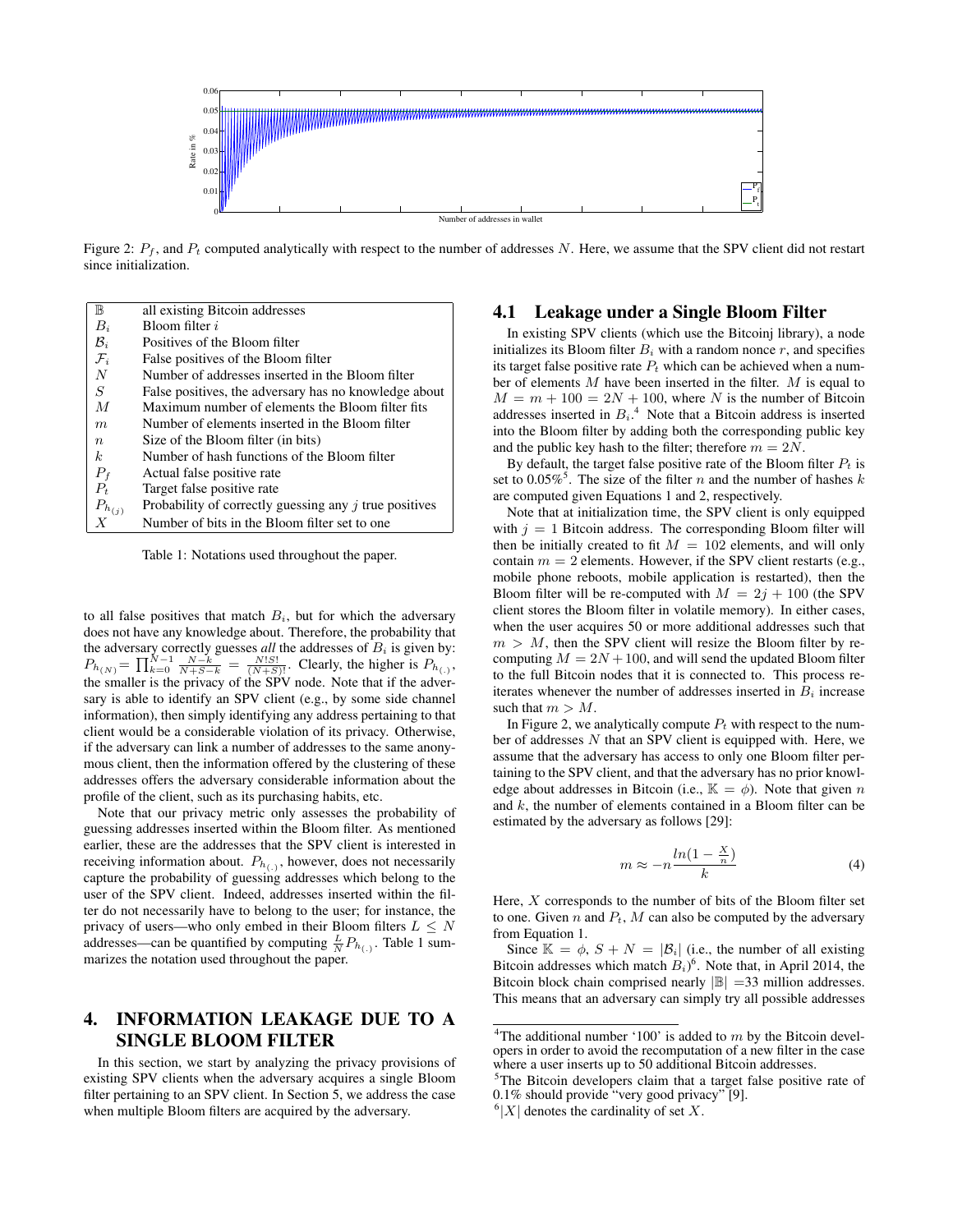Figure 2: $P_f$, and $P_t$ computed analytically with respect to the number of addresses $N$. Here, we assume that the SPV client did not restart since initialization.

| | |
|---|---|
| $\mathbb{B}$ | all existing Bitcoin addresses |
| $B_i$ | Bloom filter $i$ |
| $\mathcal{B}_i$ | Positives of the Bloom filter |
| $\mathcal{F}_i$ | False positives of the Bloom filter |
| $N$ | Number of addresses inserted in the Bloom filter |
| $S$ | False positives, the adversary has no knowledge about |
| $M$ | Maximum number of elements the Bloom filter fits |
| $m$ | Number of elements inserted in the Bloom filter |
| $n$ | Size of the Bloom filter (in bits) |
| $k$ | Number of hash functions of the Bloom filter |
| $P_f$ | Actual false positive rate |
| $P_t$ | Target false positive rate |
| $P_{h_{(j)}}$ | Probability of correctly guessing any $j$ true positives |
| $X$ | Number of bits in the Bloom filter set to one |

Table 1: Notations used throughout the paper.

to all false positives that match $B_i$, but for which the adversary does not have any knowledge about. Therefore, the probability that the adversary correctly guesses *all* the addresses of $B_i$ is given by: $P_{h_{(N)}} = \prod_{k=0}^{N-1} \frac{N-k}{N+S-k} = \frac{N!S!}{(N+S)!}$. Clearly, the higher is $P_{h_{(.)}}$, the smaller is the privacy of the SPV node. Note that if the adversary is able to identify an SPV client (e.g., by some side channel information), then simply identifying any address pertaining to that client would be a considerable violation of its privacy. Otherwise, if the adversary can link a number of addresses to the same anonymous client, then the information offered by the clustering of these addresses offers the adversary considerable information about the profile of the client, such as its purchasing habits, etc.

Note that our privacy metric only assesses the probability of guessing addresses inserted within the Bloom filter. As mentioned earlier, these are the addresses that the SPV client is interested in receiving information about. $P_{h_{(.)}}$, however, does not necessarily capture the probability of guessing addresses which belong to the user of the SPV client. Indeed, addresses inserted within the filter do not necessarily have to belong to the user; for instance, the privacy of users—who only embed in their Bloom filters $L \leq N$ addresses—can be quantified by computing $\frac{L}{N} P_{h_{(.)}}$. Table 1 summarizes the notation used throughout the paper.

# 4. INFORMATION LEAKAGE DUE TO A SINGLE BLOOM FILTER

In this section, we start by analyzing the privacy provisions of existing SPV clients when the adversary acquires a single Bloom filter pertaining to an SPV client. In Section 5, we address the case when multiple Bloom filters are acquired by the adversary.

## 4.1 Leakage under a Single Bloom Filter

In existing SPV clients (which use the Bitcoinj library), a node initializes its Bloom filter $B_i$ with a random nonce $r$, and specifies its target false positive rate $P_t$ which can be achieved when a number of elements $M$ have been inserted in the filter. $M$ is equal to $M = m + 100 = 2N + 100$, where $N$ is the number of Bitcoin addresses inserted in $B_i$.[4] Note that a Bitcoin address is inserted into the Bloom filter by adding both the corresponding public key and the public key hash to the filter; therefore $m = 2N$.

By default, the target false positive rate of the Bloom filter $P_t$ is set to 0.05%[5]. The size of the filter $n$ and the number of hashes $k$ are computed given Equations 1 and 2, respectively.

Note that at initialization time, the SPV client is only equipped with $j = 1$ Bitcoin address. The corresponding Bloom filter will then be initially created to fit $M = 102$ elements, and will only contain $m = 2$ elements. However, if the SPV client restarts (e.g., mobile phone reboots, mobile application is restarted), then the Bloom filter will be re-computed with $M = 2j + 100$ (the SPV client stores the Bloom filter in volatile memory). In either cases, when the user acquires 50 or more additional addresses such that $m > M$, then the SPV client will resize the Bloom filter by re-computing $M = 2N + 100$, and will send the updated Bloom filter to the full Bitcoin nodes that it is connected to. This process re-iterates whenever the number of addresses inserted in $B_i$ increase such that $m > M$.

In Figure 2, we analytically compute $P_t$ with respect to the number of addresses $N$ that an SPV client is equipped with. Here, we assume that the adversary has access to only one Bloom filter pertaining to the SPV client, and that the adversary has no prior knowledge about addresses in Bitcoin (i.e., $\mathbb{K} = \phi$). Note that given $n$ and $k$, the number of elements contained in a Bloom filter can be estimated by the adversary as follows [29]:

$$m \approx -n \frac{ln(1 - \frac{X}{n})}{k} \tag{4}$$

Here, $X$ corresponds to the number of bits of the Bloom filter set to one. Given $n$ and $P_t$, $M$ can also be computed by the adversary from Equation 1.

Since $\mathbb{K} = \phi$, $S + N = |\mathcal{B}_i|$ (i.e., the number of all existing Bitcoin addresses which match $B_i$)[6]. Note that, in April 2014, the Bitcoin block chain comprised nearly $|\mathbb{B}|$ =33 million addresses. This means that an adversary can simply try all possible addresses

[4] The additional number '100' is added to $m$ by the Bitcoin developers in order to avoid the recomputation of a new filter in the case where a user inserts up to 50 additional Bitcoin addresses.

[5] The Bitcoin developers claim that a target false positive rate of 0.1% should provide "very good privacy" [9].

[6] $|X|$ denotes the cardinality of set $X$.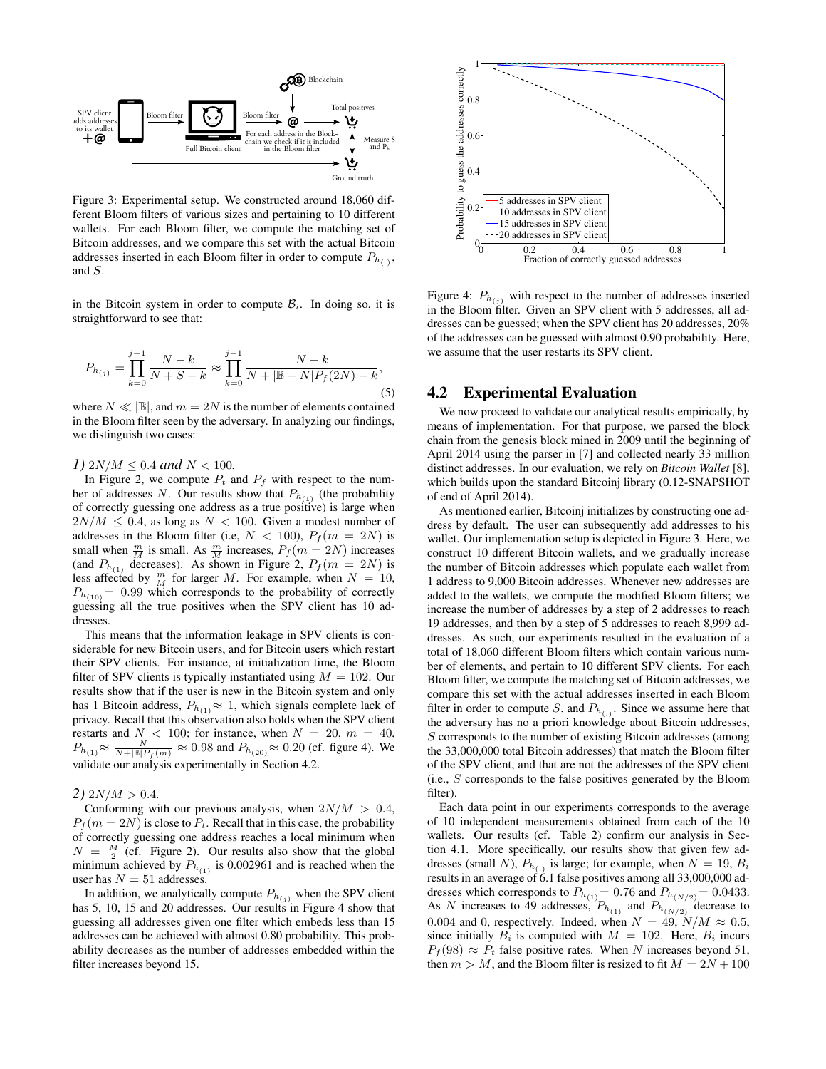Figure 3: Experimental setup. We constructed around 18,060 different Bloom filters of various sizes and pertaining to 10 different wallets. For each Bloom filter, we compute the matching set of Bitcoin addresses, and we compare this set with the actual Bitcoin addresses inserted in each Bloom filter in order to compute $P_{h_{(.)}}$, and $S$.

in the Bitcoin system in order to compute $\mathcal{B}_i$. In doing so, it is straightforward to see that:

$$P_{h_{(j)}} = \prod_{k=0}^{j-1} \frac{N-k}{N+S-k} \approx \prod_{k=0}^{j-1} \frac{N-k}{N+|\mathbb{B}-N|P_f(2N)-k}, \tag{5}$$

where $N \ll |\mathbb{B}|$, and $m = 2N$ is the number of elements contained in the Bloom filter seen by the adversary. In analyzing our findings, we distinguish two cases:

*1)* $2N/M \leq 0.4$ *and* $N < 100$*.*

In Figure 2, we compute $P_t$ and $P_f$ with respect to the number of addresses $N$. Our results show that $P_{h_{(1)}}$ (the probability of correctly guessing one address as a true positive) is large when $2N/M \leq 0.4$, as long as $N < 100$. Given a modest number of addresses in the Bloom filter (i.e, $N < 100$), $P_f(m = 2N)$ is small when $\frac{m}{M}$ is small. As $\frac{m}{M}$ increases, $P_f(m = 2N)$ increases (and $P_{h_{(1)}}$ decreases). As shown in Figure 2, $P_f(m = 2N)$ is less affected by $\frac{m}{M}$ for larger $M$. For example, when $N = 10$, $P_{h_{(10)}} = 0.99$ which corresponds to the probability of correctly guessing all the true positives when the SPV client has 10 addresses.

This means that the information leakage in SPV clients is considerable for new Bitcoin users, and for Bitcoin users which restart their SPV clients. For instance, at initialization time, the Bloom filter of SPV clients is typically instantiated using $M = 102$. Our results show that if the user is new in the Bitcoin system and only has 1 Bitcoin address, $P_{h_{(1)}} \approx 1$, which signals complete lack of privacy. Recall that this observation also holds when the SPV client restarts and $N < 100$; for instance, when $N = 20$, $m = 40$, $P_{h_{(1)}} \approx \frac{N}{N+|\mathbb{B}|P_f(m)} \approx 0.98$ and $P_{h_{(20)}} \approx 0.20$ (cf. figure 4). We validate our analysis experimentally in Section 4.2.

*2)* $2N/M > 0.4$*.*

Conforming with our previous analysis, when $2N/M > 0.4$, $P_f(m = 2N)$ is close to $P_t$. Recall that in this case, the probability of correctly guessing one address reaches a local minimum when $N = \frac{M}{2}$ (cf. Figure 2). Our results also show that the global minimum achieved by $P_{h_{(1)}}$ is 0.002961 and is reached when the user has $N = 51$ addresses.

In addition, we analytically compute $P_{h_{(j)}}$ when the SPV client has 5, 10, 15 and 20 addresses. Our results in Figure 4 show that guessing all addresses given one filter which embeds less than 15 addresses can be achieved with almost 0.80 probability. This probability decreases as the number of addresses embedded within the filter increases beyond 15.

Figure 4: $P_{h_{(j)}}$ with respect to the number of addresses inserted in the Bloom filter. Given an SPV client with 5 addresses, all addresses can be guessed; when the SPV client has 20 addresses, 20% of the addresses can be guessed with almost 0.90 probability. Here, we assume that the user restarts its SPV client.

## 4.2 Experimental Evaluation

We now proceed to validate our analytical results empirically, by means of implementation. For that purpose, we parsed the block chain from the genesis block mined in 2009 until the beginning of April 2014 using the parser in [7] and collected nearly 33 million distinct addresses. In our evaluation, we rely on *Bitcoin Wallet* [8], which builds upon the standard Bitcoinj library (0.12-SNAPSHOT of end of April 2014).

As mentioned earlier, Bitcoinj initializes by constructing one address by default. The user can subsequently add addresses to his wallet. Our implementation setup is depicted in Figure 3. Here, we construct 10 different Bitcoin wallets, and we gradually increase the number of Bitcoin addresses which populate each wallet from 1 address to 9,000 Bitcoin addresses. Whenever new addresses are added to the wallets, we compute the modified Bloom filters; we increase the number of addresses by a step of 2 addresses to reach 19 addresses, and then by a step of 5 addresses to reach 8,999 addresses. As such, our experiments resulted in the evaluation of a total of 18,060 different Bloom filters which contain various number of elements, and pertain to 10 different SPV clients. For each Bloom filter, we compute the matching set of Bitcoin addresses, we compare this set with the actual addresses inserted in each Bloom filter in order to compute $S$, and $P_{h_{(.)}}$. Since we assume here that the adversary has no a priori knowledge about Bitcoin addresses, $S$ corresponds to the number of existing Bitcoin addresses (among the 33,000,000 total Bitcoin addresses) that match the Bloom filter of the SPV client, and that are not the addresses of the SPV client (i.e., $S$ corresponds to the false positives generated by the Bloom filter).

Each data point in our experiments corresponds to the average of 10 independent measurements obtained from each of the 10 wallets. Our results (cf. Table 2) confirm our analysis in Section 4.1. More specifically, our results show that given few addresses (small $N$), $P_{h_{(.)}}$ is large; for example, when $N = 19$, $B_i$ results in an average of 6.1 false positives among all 33,000,000 addresses which corresponds to $P_{h_{(1)}} = 0.76$ and $P_{h_{(N/2)}} = 0.0433$. As $N$ increases to 49 addresses, $P_{h_{(1)}}$ and $P_{h_{(N/2)}}$ decrease to 0.004 and 0, respectively. Indeed, when $N = 49$, $N/M \approx 0.5$, since initially $B_i$ is computed with $M = 102$. Here, $B_i$ incurs $P_f(98) \approx P_t$ false positive rates. When $N$ increases beyond 51, then $m > M$, and the Bloom filter is resized to fit $M = 2N + 100$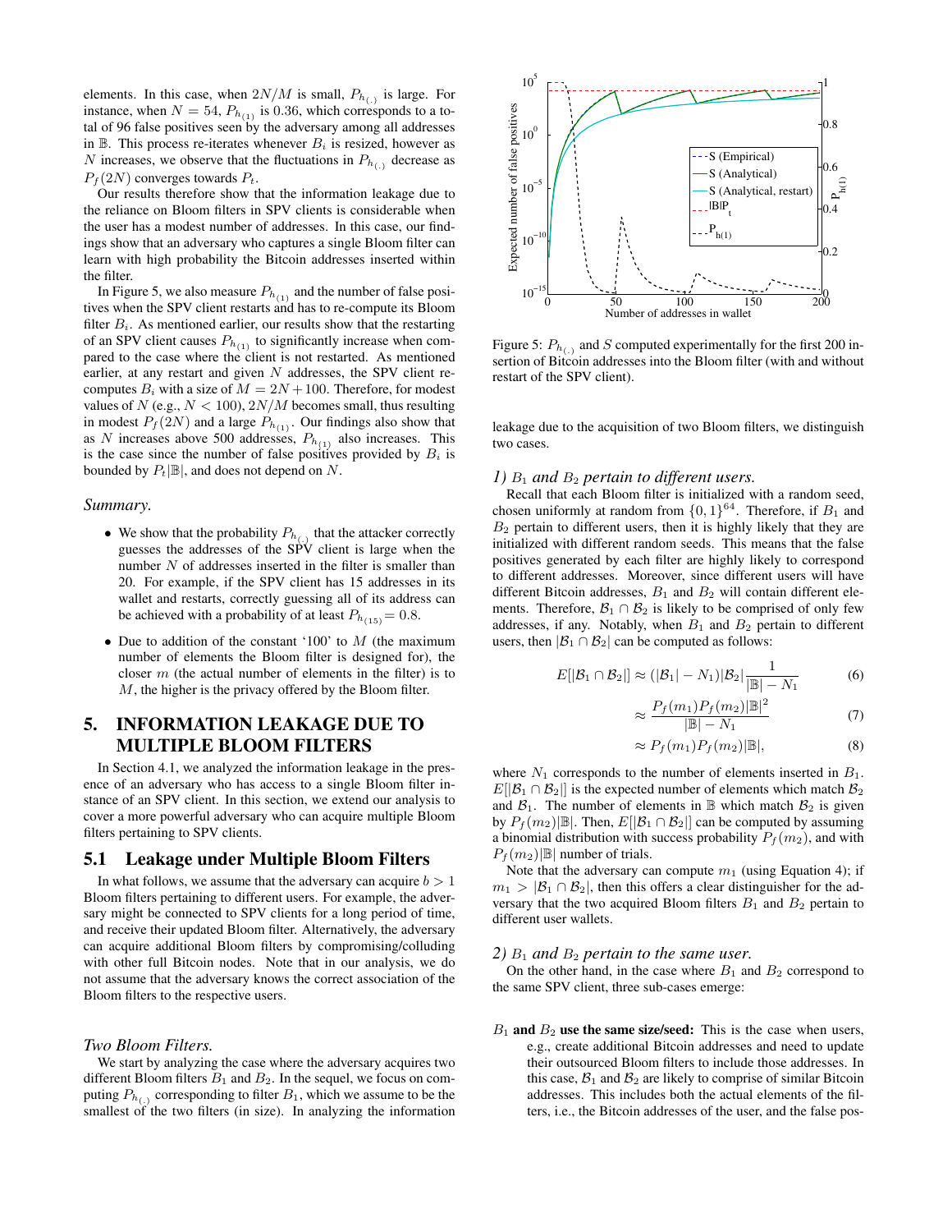elements. In this case, when $2N/M$ is small, $P_{h_{(.)}}$ is large. For instance, when $N = 54$, $P_{h_{(1)}}$ is 0.36, which corresponds to a total of 96 false positives seen by the adversary among all addresses in $\mathbb{B}$. This process re-iterates whenever $B_i$ is resized, however as $N$ increases, we observe that the fluctuations in $P_{h_{(.)}}$ decrease as $P_f(2N)$ converges towards $P_t$.

Our results therefore show that the information leakage due to the reliance on Bloom filters in SPV clients is considerable when the user has a modest number of addresses. In this case, our findings show that an adversary who captures a single Bloom filter can learn with high probability the Bitcoin addresses inserted within the filter.

In Figure 5, we also measure $P_{h_{(1)}}$ and the number of false positives when the SPV client restarts and has to re-compute its Bloom filter $B_i$. As mentioned earlier, our results show that the restarting of an SPV client causes $P_{h_{(1)}}$ to significantly increase when compared to the case where the client is not restarted. As mentioned earlier, at any restart and given $N$ addresses, the SPV client re-computes $B_i$ with a size of $M = 2N + 100$. Therefore, for modest values of $N$ (e.g., $N < 100$), $2N/M$ becomes small, thus resulting in modest $P_f(2N)$ and a large $P_{h_{(1)}}$. Our findings also show that as $N$ increases above 500 addresses, $P_{h_{(1)}}$ also increases. This is the case since the number of false positives provided by $B_i$ is bounded by $P_t|\mathbb{B}|$, and does not depend on $N$.

### *Summary.*

- We show that the probability $P_{h_{(.)}}$ that the attacker correctly guesses the addresses of the SPV client is large when the number $N$ of addresses inserted in the filter is smaller than 20. For example, if the SPV client has 15 addresses in its wallet and restarts, correctly guessing all of its address can be achieved with a probability of at least $P_{h_{(15)}} = 0.8$.
- Due to addition of the constant '100' to $M$ (the maximum number of elements the Bloom filter is designed for), the closer $m$ (the actual number of elements in the filter) is to $M$, the higher is the privacy offered by the Bloom filter.

Figure 5: $P_{h_{(.)}}$ and $S$ computed experimentally for the first 200 insertion of Bitcoin addresses into the Bloom filter (with and without restart of the SPV client).

## 5. INFORMATION LEAKAGE DUE TO MULTIPLE BLOOM FILTERS

In Section 4.1, we analyzed the information leakage in the presence of an adversary who has access to a single Bloom filter instance of an SPV client. In this section, we extend our analysis to cover a more powerful adversary who can acquire multiple Bloom filters pertaining to SPV clients.

### 5.1 Leakage under Multiple Bloom Filters

In what follows, we assume that the adversary can acquire $b > 1$ Bloom filters pertaining to different users. For example, the adversary might be connected to SPV clients for a long period of time, and receive their updated Bloom filter. Alternatively, the adversary can acquire additional Bloom filters by compromising/colluding with other full Bitcoin nodes. Note that in our analysis, we do not assume that the adversary knows the correct association of the Bloom filters to the respective users.

### *Two Bloom Filters.*

We start by analyzing the case where the adversary acquires two different Bloom filters $B_1$ and $B_2$. In the sequel, we focus on computing $P_{h_{(.)}}$ corresponding to filter $B_1$, which we assume to be the smallest of the two filters (in size). In analyzing the information leakage due to the acquisition of two Bloom filters, we distinguish two cases.

#### *1) $B_1$ and $B_2$ pertain to different users.*

Recall that each Bloom filter is initialized with a random seed, chosen uniformly at random from $\{0, 1\}^{64}$. Therefore, if $B_1$ and $B_2$ pertain to different users, then it is highly likely that they are initialized with different random seeds. This means that the false positives generated by each filter are highly likely to correspond to different addresses. Moreover, since different users will have different Bitcoin addresses, $B_1$ and $B_2$ will contain different elements. Therefore, $\mathcal{B}_1 \cap \mathcal{B}_2$ is likely to be comprised of only few addresses, if any. Notably, when $B_1$ and $B_2$ pertain to different users, then $|\mathcal{B}_1 \cap \mathcal{B}_2|$ can be computed as follows:

$$E[|\mathcal{B}_1 \cap \mathcal{B}_2|] \approx (|\mathcal{B}_1| - N_1)|\mathcal{B}_2| \frac{1}{|\mathbb{B}| - N_1} \tag{6}$$

$$\approx \frac{P_f(m_1) P_f(m_2) |\mathbb{B}|^2}{|\mathbb{B}| - N_1} \tag{7}$$

$$\approx P_f(m_1) P_f(m_2) |\mathbb{B}|, \tag{8}$$

where $N_1$ corresponds to the number of elements inserted in $B_1$. $E[|\mathcal{B}_1 \cap \mathcal{B}_2|]$ is the expected number of elements which match $\mathcal{B}_2$ and $\mathcal{B}_1$. The number of elements in $\mathbb{B}$ which match $\mathcal{B}_2$ is given by $P_f(m_2)|\mathbb{B}|$. Then, $E[|\mathcal{B}_1 \cap \mathcal{B}_2|]$ can be computed by assuming a binomial distribution with success probability $P_f(m_2)$, and with $P_f(m_2)|\mathbb{B}|$ number of trials.

Note that the adversary can compute $m_1$ (using Equation 4); if $m_1 > |\mathcal{B}_1 \cap \mathcal{B}_2|$, then this offers a clear distinguisher for the adversary that the two acquired Bloom filters $B_1$ and $B_2$ pertain to different user wallets.

#### *2) $B_1$ and $B_2$ pertain to the same user.*

On the other hand, in the case where $B_1$ and $B_2$ correspond to the same SPV client, three sub-cases emerge:

**$B_1$ and $B_2$ use the same size/seed:** This is the case when users, e.g., create additional Bitcoin addresses and need to update their outsourced Bloom filters to include those addresses. In this case, $\mathcal{B}_1$ and $\mathcal{B}_2$ are likely to comprise of similar Bitcoin addresses. This includes both the actual elements of the filters, i.e., the Bitcoin addresses of the user, and the false pos-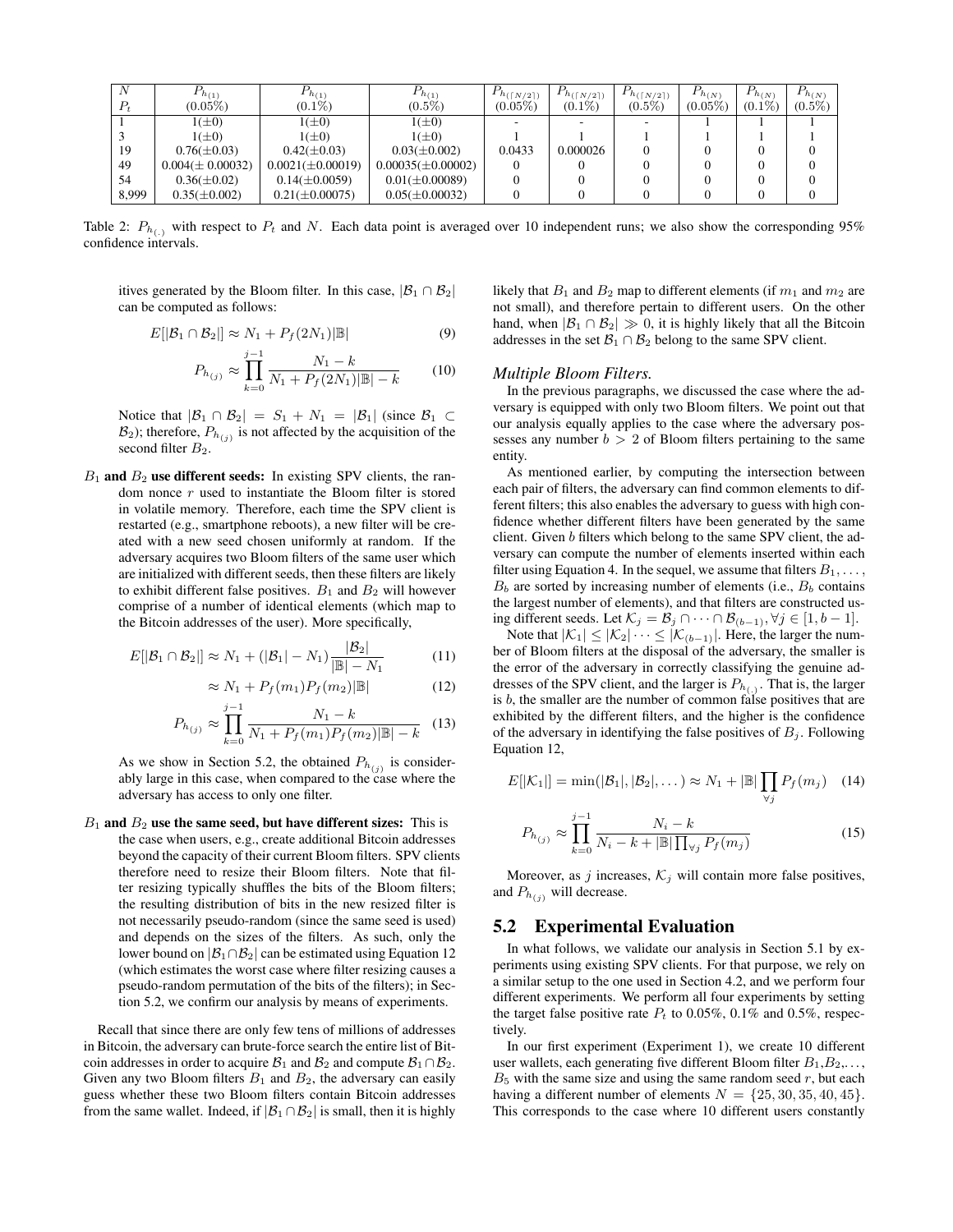| $N$ <br> $P_t$ | $P_{h_{(1)}}$ <br> $(0.05\%)$ | $P_{h_{(1)}}$ <br> $(0.1\%)$ | $P_{h_{(1)}}$ <br> $(0.5\%)$ | $P_{h_{(\lceil N/2 \rceil)}}$ <br> $(0.05\%)$ | $P_{h_{(\lceil N/2 \rceil)}}$ <br> $(0.1\%)$ | $P_{h_{(\lceil N/2 \rceil)}}$ <br> $(0.5\%)$ | $P_{h_{(N)}}$ <br> $(0.05\%)$ | $P_{h_{(N)}}$ <br> $(0.1\%)$ | $P_{h_{(N)}}$ <br> $(0.5\%)$ |
|---|---|---|---|---|---|---|---|---|---|
| 1 | 1($\pm$0) | 1($\pm$0) | 1($\pm$0) | - | - | - | 1 | 1 | 1 |
| 3 | 1($\pm$0) | 1($\pm$0) | 1($\pm$0) | 1 | 1 | 1 | 1 | 1 | 1 |
| 19 | 0.76($\pm$0.03) | 0.42($\pm$0.03) | 0.03($\pm$0.002) | 0.0433 | 0.000026 | 0 | 0 | 0 | 0 |
| 49 | 0.004($\pm$ 0.00032) | 0.0021($\pm$0.00019) | 0.00035($\pm$0.00002) | 0 | 0 | 0 | 0 | 0 | 0 |
| 54 | 0.36($\pm$0.02) | 0.14($\pm$0.0059) | 0.01($\pm$0.00089) | 0 | 0 | 0 | 0 | 0 | 0 |
| 8,999 | 0.35($\pm$0.002) | 0.21($\pm$0.00075) | 0.05($\pm$0.00032) | 0 | 0 | 0 | 0 | 0 | 0 |

Table 2: $P_{h_{(.)}}$ with respect to $P_t$ and $N$. Each data point is averaged over 10 independent runs; we also show the corresponding 95% confidence intervals.

itives generated by the Bloom filter. In this case, $|\mathcal{B}_1 \cap \mathcal{B}_2|$ can be computed as follows:

$$E[|\mathcal{B}_1 \cap \mathcal{B}_2|] \approx N_1 + P_f(2N_1)|\mathbb{B}| \tag{9}$$

$$P_{h_{(j)}} \approx \prod_{k=0}^{j-1} \frac{N_1 - k}{N_1 + P_f(2N_1)|\mathbb{B}| - k} \tag{10}$$

Notice that $|\mathcal{B}_1 \cap \mathcal{B}_2| = S_1 + N_1 = |\mathcal{B}_1|$ (since $\mathcal{B}_1 \subset \mathcal{B}_2$); therefore, $P_{h_{(j)}}$ is not affected by the acquisition of the second filter $B_2$.

**$B_1$ and $B_2$ use different seeds:** In existing SPV clients, the random nonce $r$ used to instantiate the Bloom filter is stored in volatile memory. Therefore, each time the SPV client is restarted (e.g., smartphone reboots), a new filter will be created with a new seed chosen uniformly at random. If the adversary acquires two Bloom filters of the same user which are initialized with different seeds, then these filters are likely to exhibit different false positives. $B_1$ and $B_2$ will however comprise of a number of identical elements (which map to the Bitcoin addresses of the user). More specifically,

$$E[|\mathcal{B}_1 \cap \mathcal{B}_2|] \approx N_1 + (|\mathcal{B}_1| - N_1)\frac{|\mathcal{B}_2|}{|\mathbb{B}| - N_1} \tag{11}$$

$$\approx N_1 + P_f(m_1)P_f(m_2)|\mathbb{B}| \tag{12}$$

$$P_{h_{(j)}} \approx \prod_{k=0}^{j-1} \frac{N_1 - k}{N_1 + P_f(m_1)P_f(m_2)|\mathbb{B}| - k} \tag{13}$$

As we show in Section 5.2, the obtained $P_{h_{(j)}}$ is considerably large in this case, when compared to the case where the adversary has access to only one filter.

**$B_1$ and $B_2$ use the same seed, but have different sizes:** This is the case when users, e.g., create additional Bitcoin addresses beyond the capacity of their current Bloom filters. SPV clients therefore need to resize their Bloom filters. Note that filter resizing typically shuffles the bits of the Bloom filters; the resulting distribution of bits in the new resized filter is not necessarily pseudo-random (since the same seed is used) and depends on the sizes of the filters. As such, only the lower bound on $|\mathcal{B}_1 \cap \mathcal{B}_2|$ can be estimated using Equation 12 (which estimates the worst case where filter resizing causes a pseudo-random permutation of the bits of the filters); in Section 5.2, we confirm our analysis by means of experiments.

Recall that since there are only few tens of millions of addresses in Bitcoin, the adversary can brute-force search the entire list of Bitcoin addresses in order to acquire $\mathcal{B}_1$ and $\mathcal{B}_2$ and compute $\mathcal{B}_1 \cap \mathcal{B}_2$. Given any two Bloom filters $B_1$ and $B_2$, the adversary can easily guess whether these two Bloom filters contain Bitcoin addresses from the same wallet. Indeed, if $|\mathcal{B}_1 \cap \mathcal{B}_2|$ is small, then it is highly likely that $B_1$ and $B_2$ map to different elements (if $m_1$ and $m_2$ are not small), and therefore pertain to different users. On the other hand, when $|\mathcal{B}_1 \cap \mathcal{B}_2| \gg 0$, it is highly likely that all the Bitcoin addresses in the set $\mathcal{B}_1 \cap \mathcal{B}_2$ belong to the same SPV client.

*Multiple Bloom Filters.*

In the previous paragraphs, we discussed the case where the adversary is equipped with only two Bloom filters. We point out that our analysis equally applies to the case where the adversary possesses any number $b > 2$ of Bloom filters pertaining to the same entity.

As mentioned earlier, by computing the intersection between each pair of filters, the adversary can find common elements to different filters; this also enables the adversary to guess with high confidence whether different filters have been generated by the same client. Given $b$ filters which belong to the same SPV client, the adversary can compute the number of elements inserted within each filter using Equation 4. In the sequel, we assume that filters $B_1, \ldots, B_b$ are sorted by increasing number of elements (i.e., $B_b$ contains the largest number of elements), and that filters are constructed using different seeds. Let $\mathcal{K}_j = \mathcal{B}_j \cap \cdots \cap \mathcal{B}_{(b-1)}, \forall j \in [1, b-1]$.

Note that $|\mathcal{K}_1| \leq |\mathcal{K}_2| \cdots \leq |\mathcal{K}_{(b-1)}|$. Here, the larger the number of Bloom filters at the disposal of the adversary, the smaller is the error of the adversary in correctly classifying the genuine addresses of the SPV client, and the larger is $P_{h_{(.)}}$. That is, the larger is $b$, the smaller are the number of common false positives that are exhibited by the different filters, and the higher is the confidence of the adversary in identifying the false positives of $B_j$. Following Equation 12,

$$E[|\mathcal{K}_1|] = \min(|\mathcal{B}_1|, |\mathcal{B}_2|, \ldots) \approx N_1 + |\mathbb{B}| \prod_{\forall j} P_f(m_j) \tag{14}$$

$$P_{h_{(j)}} \approx \prod_{k=0}^{j-1} \frac{N_i - k}{N_i - k + |\mathbb{B}| \prod_{\forall j} P_f(m_j)} \tag{15}$$

Moreover, as $j$ increases, $\mathcal{K}_j$ will contain more false positives, and $P_{h_{(j)}}$ will decrease.

## 5.2 Experimental Evaluation

In what follows, we validate our analysis in Section 5.1 by experiments using existing SPV clients. For that purpose, we rely on a similar setup to the one used in Section 4.2, and we perform four different experiments. We perform all four experiments by setting the target false positive rate $P_t$ to 0.05%, 0.1% and 0.5%, respectively.

In our first experiment (Experiment 1), we create 10 different user wallets, each generating five different Bloom filter $B_1, B_2, \ldots, B_5$ with the same size and using the same random seed $r$, but each having a different number of elements $N = \{25, 30, 35, 40, 45\}$. This corresponds to the case where 10 different users constantly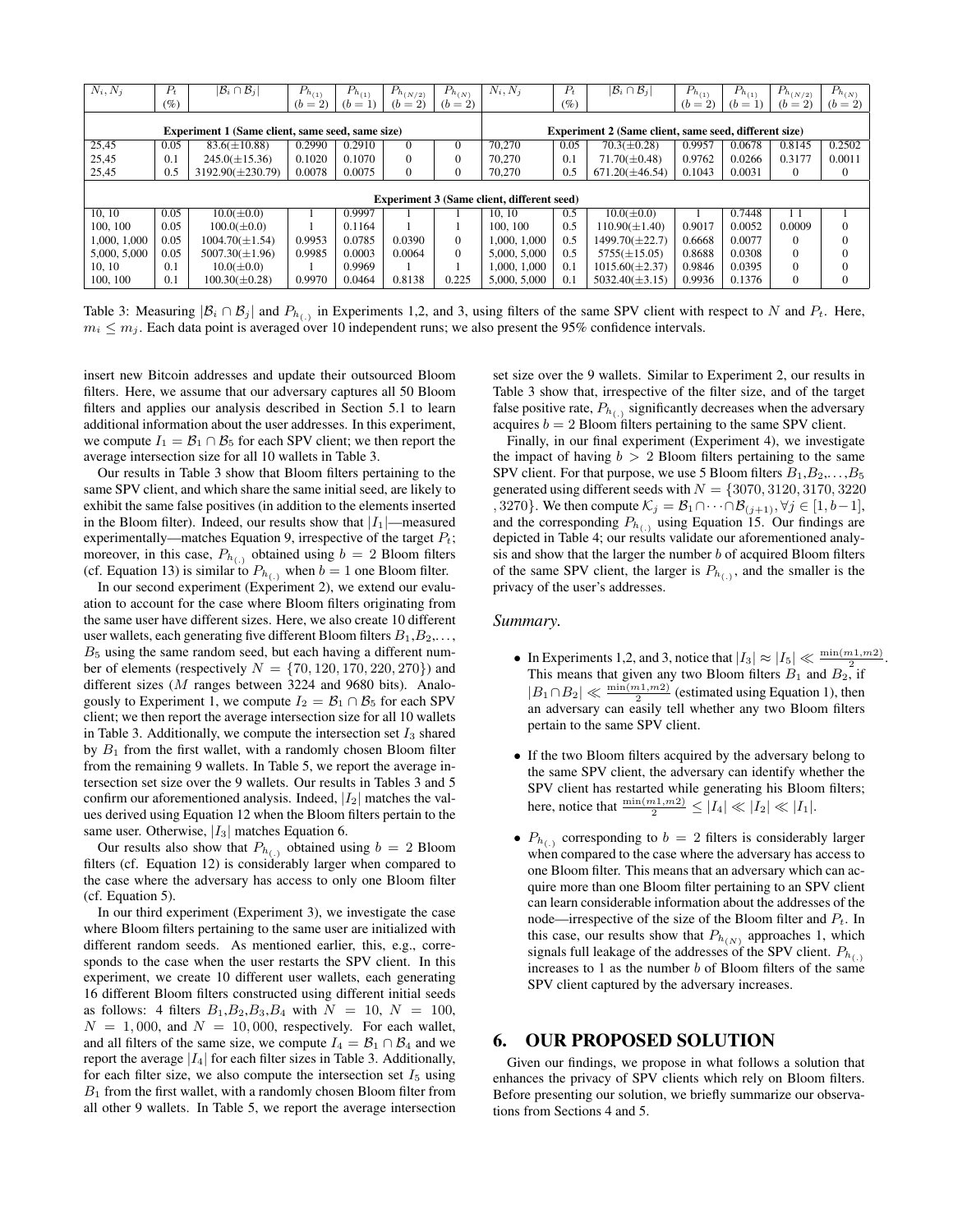| $N_i, N_j$ | $P_t$ (%) | $\lvert\mathcal{B}_i \cap \mathcal{B}_j\rvert$ | $P_{h_{(1)}}$ ($b=2$) | $P_{h_{(1)}}$ ($b=1$) | $P_{h_{(N/2)}}$ ($b=2$) | $P_{h_{(N)}}$ ($b=2$) | $N_i, N_j$ | $P_t$ (%) | $\lvert\mathcal{B}_i \cap \mathcal{B}_j\rvert$ | $P_{h_{(1)}}$ ($b=2$) | $P_{h_{(1)}}$ ($b=1$) | $P_{h_{(N/2)}}$ ($b=2$) | $P_{h_{(N)}}$ ($b=2$) |
|---|---|---|---|---|---|---|---|---|---|---|---|---|---|
| **Experiment 1 (Same client, same seed, same size)** | | | | | | | **Experiment 2 (Same client, same seed, different size)** | | | | | | |
| 25,45 | 0.05 | 83.6($\pm$10.88) | 0.2990 | 0.2910 | 0 | 0 | 70,270 | 0.05 | 70.3($\pm$0.28) | 0.9957 | 0.0678 | 0.8145 | 0.2502 |
| 25,45 | 0.1 | 245.0($\pm$15.36) | 0.1020 | 0.1070 | 0 | 0 | 70,270 | 0.1 | 71.70($\pm$0.48) | 0.9762 | 0.0266 | 0.3177 | 0.0011 |
| 25,45 | 0.5 | 3192.90($\pm$230.79) | 0.0078 | 0.0075 | 0 | 0 | 70,270 | 0.5 | 671.20($\pm$46.54) | 0.1043 | 0.0031 | 0 | 0 |
| **Experiment 3 (Same client, different seed)** | | | | | | | | | | | | | |
| 10, 10 | 0.05 | 10.0($\pm$0.0) | 1 | 0.9997 | 1 | 1 | 10, 10 | 0.5 | 10.0($\pm$0.0) | 1 | 0.7448 | 1 1 | 1 |
| 100, 100 | 0.05 | 100.0($\pm$0.0) | 1 | 0.1164 | 1 | 1 | 100, 100 | 0.5 | 110.90($\pm$1.40) | 0.9017 | 0.0052 | 0.0009 | 0 |
| 1,000, 1,000 | 0.05 | 1004.70($\pm$1.54) | 0.9953 | 0.0785 | 0.0390 | 0 | 1,000, 1,000 | 0.5 | 1499.70($\pm$22.7) | 0.6668 | 0.0077 | 0 | 0 |
| 5,000, 5,000 | 0.05 | 5007.30($\pm$1.96) | 0.9985 | 0.0003 | 0.0064 | 0 | 5,000, 5,000 | 0.5 | 5755($\pm$15.05) | 0.8688 | 0.0308 | 0 | 0 |
| 10, 10 | 0.1 | 10.0($\pm$0.0) | 1 | 0.9969 | 1 | 1 | 1,000, 1,000 | 0.1 | 1015.60($\pm$2.37) | 0.9846 | 0.0395 | 0 | 0 |
| 100, 100 | 0.1 | 100.30($\pm$0.28) | 0.9970 | 0.0464 | 0.8138 | 0.225 | 5,000, 5,000 | 0.1 | 5032.40($\pm$3.15) | 0.9936 | 0.1376 | 0 | 0 |

Table 3: Measuring $|\mathcal{B}_i \cap \mathcal{B}_j|$ and $P_{h_{(.)}}$ in Experiments 1,2, and 3, using filters of the same SPV client with respect to $N$ and $P_t$. Here, $m_i \leq m_j$. Each data point is averaged over 10 independent runs; we also present the 95% confidence intervals.

insert new Bitcoin addresses and update their outsourced Bloom filters. Here, we assume that our adversary captures all 50 Bloom filters and applies our analysis described in Section 5.1 to learn additional information about the user addresses. In this experiment, we compute $I_1 = \mathcal{B}_1 \cap \mathcal{B}_5$ for each SPV client; we then report the average intersection size for all 10 wallets in Table 3.

Our results in Table 3 show that Bloom filters pertaining to the same SPV client, and which share the same initial seed, are likely to exhibit the same false positives (in addition to the elements inserted in the Bloom filter). Indeed, our results show that $|I_1|$—measured experimentally—matches Equation 9, irrespective of the target $P_t$; moreover, in this case, $P_{h_{(.)}}$ obtained using $b = 2$ Bloom filters (cf. Equation 13) is similar to $P_{h_{(.)}}$ when $b = 1$ one Bloom filter.

In our second experiment (Experiment 2), we extend our evaluation to account for the case where Bloom filters originating from the same user have different sizes. Here, we also create 10 different user wallets, each generating five different Bloom filters $B_1, B_2, \ldots, B_5$ using the same random seed, but each having a different number of elements (respectively $N = \{70, 120, 170, 220, 270\}$) and different sizes ($M$ ranges between 3224 and 9680 bits). Analogously to Experiment 1, we compute $I_2 = \mathcal{B}_1 \cap \mathcal{B}_5$ for each SPV client; we then report the average intersection size for all 10 wallets in Table 3. Additionally, we compute the intersection set $I_3$ shared by $B_1$ from the first wallet, with a randomly chosen Bloom filter from the remaining 9 wallets. In Table 5, we report the average intersection set size over the 9 wallets. Our results in Tables 3 and 5 confirm our aforementioned analysis. Indeed, $|I_2|$ matches the values derived using Equation 12 when the Bloom filters pertain to the same user. Otherwise, $|I_3|$ matches Equation 6.

Our results also show that $P_{h_{(.)}}$ obtained using $b = 2$ Bloom filters (cf. Equation 12) is considerably larger when compared to the case where the adversary has access to only one Bloom filter (cf. Equation 5).

In our third experiment (Experiment 3), we investigate the case where Bloom filters pertaining to the same user are initialized with different random seeds. As mentioned earlier, this, e.g., corresponds to the case when the user restarts the SPV client. In this experiment, we create 10 different user wallets, each generating 16 different Bloom filters constructed using different initial seeds as follows: 4 filters $B_1, B_2, B_3, B_4$ with $N = 10$, $N = 100$, $N = 1,000$, and $N = 10,000$, respectively. For each wallet, and all filters of the same size, we compute $I_4 = \mathcal{B}_1 \cap \mathcal{B}_4$ and we report the average $|I_4|$ for each filter sizes in Table 3. Additionally, for each filter size, we also compute the intersection set $I_5$ using $B_1$ from the first wallet, with a randomly chosen Bloom filter from all other 9 wallets. In Table 5, we report the average intersection set size over the 9 wallets. Similar to Experiment 2, our results in Table 3 show that, irrespective of the filter size, and of the target false positive rate, $P_{h_{(.)}}$ significantly decreases when the adversary acquires $b = 2$ Bloom filters pertaining to the same SPV client.

Finally, in our final experiment (Experiment 4), we investigate the impact of having $b > 2$ Bloom filters pertaining to the same SPV client. For that purpose, we use 5 Bloom filters $B_1, B_2, \ldots, B_5$ generated using different seeds with $N = \{3070, 3120, 3170, 3220, 3270\}$. We then compute $\mathcal{K}_j = \mathcal{B}_1 \cap \cdots \cap \mathcal{B}_{(j+1)}, \forall j \in [1, b-1]$, and the corresponding $P_{h_{(.)}}$ using Equation 15. Our findings are depicted in Table 4; our results validate our aforementioned analysis and show that the larger the number $b$ of acquired Bloom filters of the same SPV client, the larger is $P_{h_{(.)}}$, and the smaller is the privacy of the user's addresses.

*Summary.*

- In Experiments 1,2, and 3, notice that $|I_3| \approx |I_5| \ll \frac{\min(m1,m2)}{2}$. This means that given any two Bloom filters $B_1$ and $B_2$, if $|B_1 \cap B_2| \ll \frac{\min(m1,m2)}{2}$ (estimated using Equation 1), then an adversary can easily tell whether any two Bloom filters pertain to the same SPV client.
- If the two Bloom filters acquired by the adversary belong to the same SPV client, the adversary can identify whether the SPV client has restarted while generating his Bloom filters; here, notice that $\frac{\min(m1,m2)}{2} \leq |I_4| \ll |I_2| \ll |I_1|$.
- $P_{h_{(.)}}$ corresponding to $b = 2$ filters is considerably larger when compared to the case where the adversary has access to one Bloom filter. This means that an adversary which can acquire more than one Bloom filter pertaining to an SPV client can learn considerable information about the addresses of the node—irrespective of the size of the Bloom filter and $P_t$. In this case, our results show that $P_{h_{(N)}}$ approaches 1, which signals full leakage of the addresses of the SPV client. $P_{h_{(.)}}$ increases to 1 as the number $b$ of Bloom filters of the same SPV client captured by the adversary increases.

# 6. OUR PROPOSED SOLUTION

Given our findings, we propose in what follows a solution that enhances the privacy of SPV clients which rely on Bloom filters. Before presenting our solution, we briefly summarize our observations from Sections 4 and 5.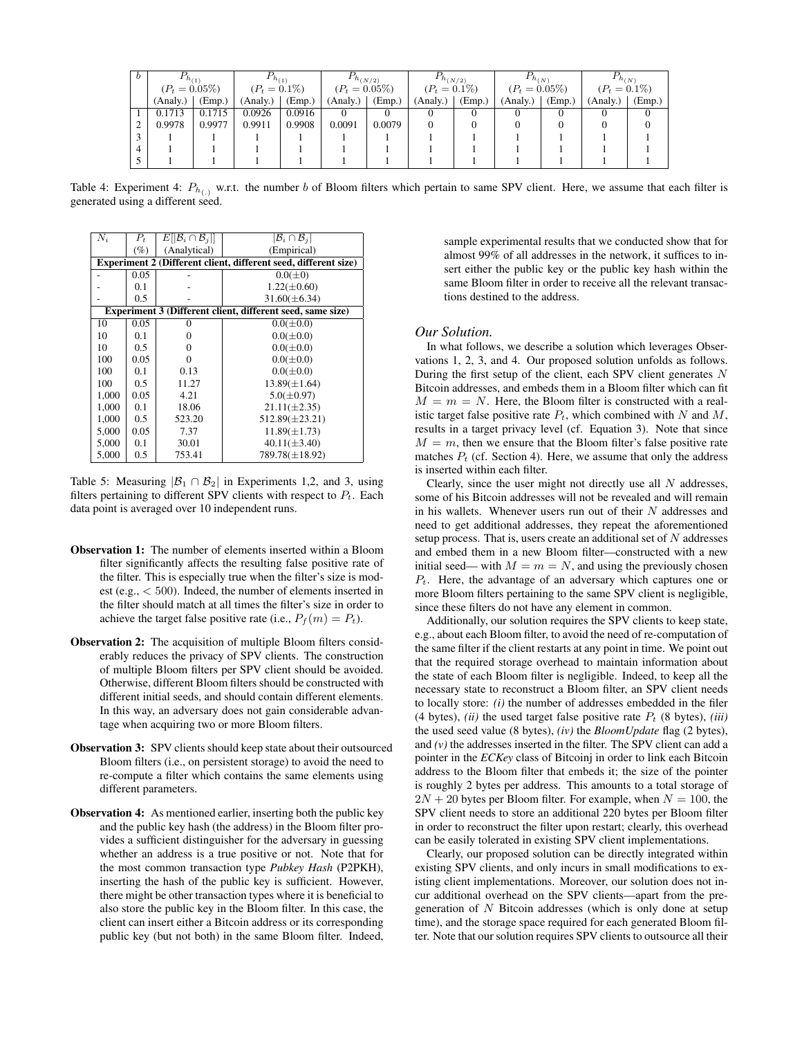| $b$ | $P_{h_{(1)}}$ ($P_t = 0.05\%$) | | $P_{h_{(1)}}$ ($P_t = 0.1\%$) | | $P_{h_{(N/2)}}$ ($P_t = 0.05\%$) | | $P_{h_{(N/2)}}$ ($P_t = 0.1\%$) | | $P_{h_{(N)}}$ ($P_t = 0.05\%$) | | $P_{h_{(N)}}$ ($P_t = 0.1\%$) | |
|---|---|---|---|---|---|---|---|---|---|---|---|---|
| | (Analy.) | (Emp.) | (Analy.) | (Emp.) | (Analy.) | (Emp.) | (Analy.) | (Emp.) | (Analy.) | (Emp.) | (Analy.) | (Emp.) |
| 1 | 0.1713 | 0.1715 | 0.0926 | 0.0916 | 0 | 0 | 0 | 0 | 0 | 0 | 0 | 0 |
| 2 | 0.9978 | 0.9977 | 0.9911 | 0.9908 | 0.0091 | 0.0079 | 0 | 0 | 0 | 0 | 0 | 0 |
| 3 | 1 | 1 | 1 | 1 | 1 | 1 | 1 | 1 | 1 | 1 | 1 | 1 |
| 4 | 1 | 1 | 1 | 1 | 1 | 1 | 1 | 1 | 1 | 1 | 1 | 1 |
| 5 | 1 | 1 | 1 | 1 | 1 | 1 | 1 | 1 | 1 | 1 | 1 | 1 |

Table 4: Experiment 4: $P_{h_{(.)}}$ w.r.t. the number $b$ of Bloom filters which pertain to same SPV client. Here, we assume that each filter is generated using a different seed.

| $N_i$ | $P_t$ (%) | $E[\|\mathcal{B}_i \cap \mathcal{B}_j\|]$ (Analytical) | $\|\mathcal{B}_i \cap \mathcal{B}_j\|$ (Empirical) |
|---|---|---|---|
| **Experiment 2 (Different client, different seed, different size)** | | | |
| - | 0.05 | - | $0.0(\pm 0)$ |
| - | 0.1 | - | $1.22(\pm 0.60)$ |
| - | 0.5 | - | $31.60(\pm 6.34)$ |
| **Experiment 3 (Different client, different seed, same size)** | | | |
| 10 | 0.05 | 0 | $0.0(\pm 0.0)$ |
| 10 | 0.1 | 0 | $0.0(\pm 0.0)$ |
| 10 | 0.5 | 0 | $0.0(\pm 0.0)$ |
| 100 | 0.05 | 0 | $0.0(\pm 0.0)$ |
| 100 | 0.1 | 0.13 | $0.0(\pm 0.0)$ |
| 100 | 0.5 | 11.27 | $13.89(\pm 1.64)$ |
| 1,000 | 0.05 | 4.21 | $5.0(\pm 0.97)$ |
| 1,000 | 0.1 | 18.06 | $21.11(\pm 2.35)$ |
| 1,000 | 0.5 | 523.20 | $512.89(\pm 23.21)$ |
| 5,000 | 0.05 | 7.37 | $11.89(\pm 1.73)$ |
| 5,000 | 0.1 | 30.01 | $40.11(\pm 3.40)$ |
| 5,000 | 0.5 | 753.41 | $789.78(\pm 18.92)$ |

Table 5: Measuring $|\mathcal{B}_1 \cap \mathcal{B}_2|$ in Experiments 1,2, and 3, using filters pertaining to different SPV clients with respect to $P_t$. Each data point is averaged over 10 independent runs.

- **Observation 1:** The number of elements inserted within a Bloom filter significantly affects the resulting false positive rate of the filter. This is especially true when the filter's size is modest (e.g., $< 500$). Indeed, the number of elements inserted in the filter should match at all times the filter's size in order to achieve the target false positive rate (i.e., $P_f(m) = P_t$).

- **Observation 2:** The acquisition of multiple Bloom filters considerably reduces the privacy of SPV clients. The construction of multiple Bloom filters per SPV client should be avoided. Otherwise, different Bloom filters should be constructed with different initial seeds, and should contain different elements. In this way, an adversary does not gain considerable advantage when acquiring two or more Bloom filters.

- **Observation 3:** SPV clients should keep state about their outsourced Bloom filters (i.e., on persistent storage) to avoid the need to re-compute a filter which contains the same elements using different parameters.

- **Observation 4:** As mentioned earlier, inserting both the public key and the public key hash (the address) in the Bloom filter provides a sufficient distinguisher for the adversary in guessing whether an address is a true positive or not. Note that for the most common transaction type *Pubkey Hash* (P2PKH), inserting the hash of the public key is sufficient. However, there might be other transaction types where it is beneficial to also store the public key in the Bloom filter. In this case, the client can insert either a Bitcoin address or its corresponding public key (but not both) in the same Bloom filter. Indeed, sample experimental results that we conducted show that for almost 99% of all addresses in the network, it suffices to insert either the public key or the public key hash within the same Bloom filter in order to receive all the relevant transactions destined to the address.

### *Our Solution.*

In what follows, we describe a solution which leverages Observations 1, 2, 3, and 4. Our proposed solution unfolds as follows. During the first setup of the client, each SPV client generates $N$ Bitcoin addresses, and embeds them in a Bloom filter which can fit $M = m = N$. Here, the Bloom filter is constructed with a realistic target false positive rate $P_t$, which combined with $N$ and $M$, results in a target privacy level (cf. Equation 3). Note that since $M = m$, then we ensure that the Bloom filter's false positive rate matches $P_t$ (cf. Section 4). Here, we assume that only the address is inserted within each filter.

Clearly, since the user might not directly use all $N$ addresses, some of his Bitcoin addresses will not be revealed and will remain in his wallets. Whenever users run out of their $N$ addresses and need to get additional addresses, they repeat the aforementioned setup process. That is, users create an additional set of $N$ addresses and embed them in a new Bloom filter—constructed with a new initial seed— with $M = m = N$, and using the previously chosen $P_t$. Here, the advantage of an adversary which captures one or more Bloom filters pertaining to the same SPV client is negligible, since these filters do not have any element in common.

Additionally, our solution requires the SPV clients to keep state, e.g., about each Bloom filter, to avoid the need of re-computation of the same filter if the client restarts at any point in time. We point out that the required storage overhead to maintain information about the state of each Bloom filter is negligible. Indeed, to keep all the necessary state to reconstruct a Bloom filter, an SPV client needs to locally store: *(i)* the number of addresses embedded in the filer (4 bytes), *(ii)* the used target false positive rate $P_t$ (8 bytes), *(iii)* the used seed value (8 bytes), *(iv)* the *BloomUpdate* flag (2 bytes), and *(v)* the addresses inserted in the filter. The SPV client can add a pointer in the *ECKey* class of Bitcoinj in order to link each Bitcoin address to the Bloom filter that embeds it; the size of the pointer is roughly 2 bytes per address. This amounts to a total storage of $2N + 20$ bytes per Bloom filter. For example, when $N = 100$, the SPV client needs to store an additional 220 bytes per Bloom filter in order to reconstruct the filter upon restart; clearly, this overhead can be easily tolerated in existing SPV client implementations.

Clearly, our proposed solution can be directly integrated within existing SPV clients, and only incurs in small modifications to existing client implementations. Moreover, our solution does not incur additional overhead on the SPV clients—apart from the pregeneration of $N$ Bitcoin addresses (which is only done at setup time), and the storage space required for each generated Bloom filter. Note that our solution requires SPV clients to outsource all their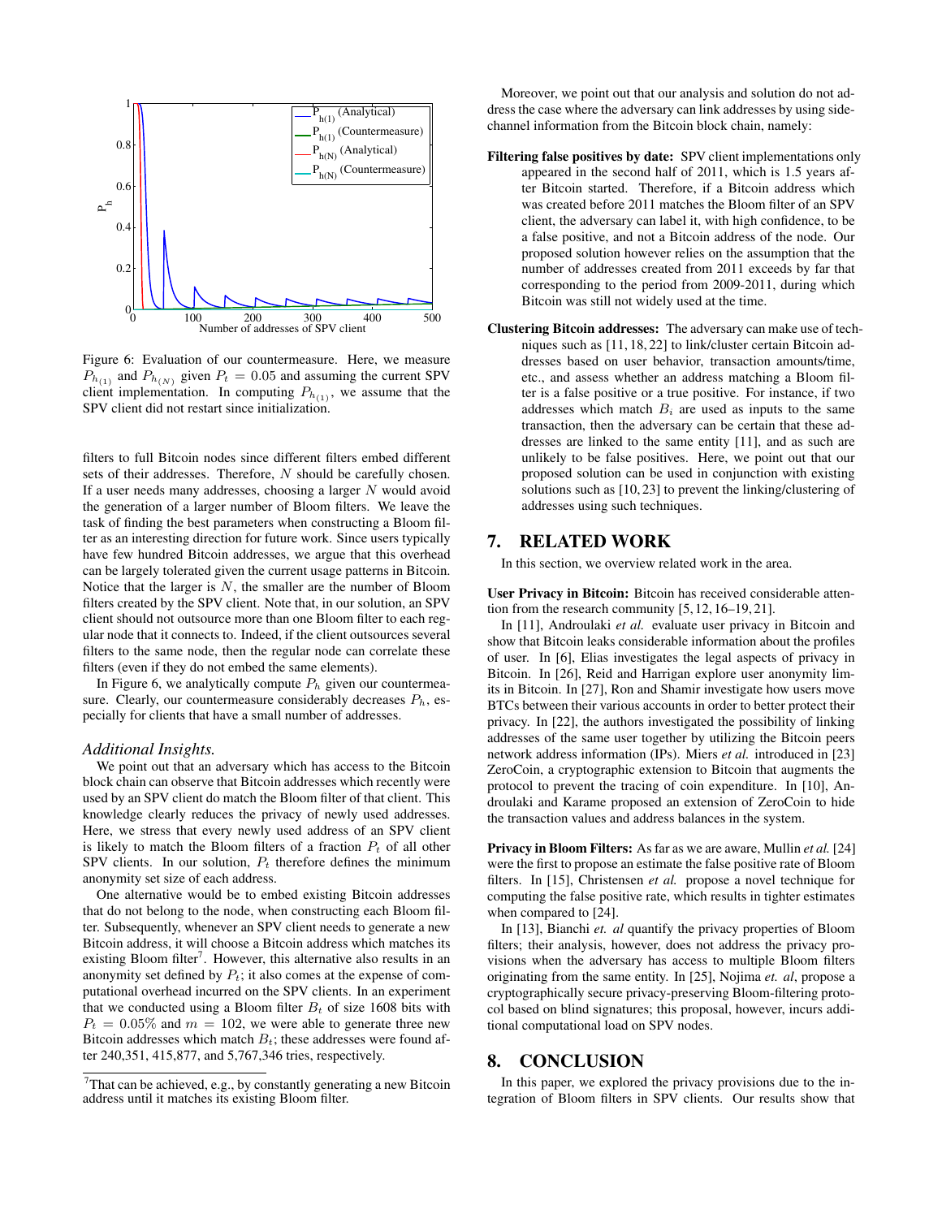Figure 6: Evaluation of our countermeasure. Here, we measure $P_{h_{(1)}}$ and $P_{h_{(N)}}$ given $P_t = 0.05$ and assuming the current SPV client implementation. In computing $P_{h_{(1)}}$, we assume that the SPV client did not restart since initialization.

filters to full Bitcoin nodes since different filters embed different sets of their addresses. Therefore, $N$ should be carefully chosen. If a user needs many addresses, choosing a larger $N$ would avoid the generation of a larger number of Bloom filters. We leave the task of finding the best parameters when constructing a Bloom filter as an interesting direction for future work. Since users typically have few hundred Bitcoin addresses, we argue that this overhead can be largely tolerated given the current usage patterns in Bitcoin. Notice that the larger is $N$, the smaller are the number of Bloom filters created by the SPV client. Note that, in our solution, an SPV client should not outsource more than one Bloom filter to each regular node that it connects to. Indeed, if the client outsources several filters to the same node, then the regular node can correlate these filters (even if they do not embed the same elements).

In Figure 6, we analytically compute $P_h$ given our countermeasure. Clearly, our countermeasure considerably decreases $P_h$, especially for clients that have a small number of addresses.

### *Additional Insights.*

We point out that an adversary which has access to the Bitcoin block chain can observe that Bitcoin addresses which recently were used by an SPV client do match the Bloom filter of that client. This knowledge clearly reduces the privacy of newly used addresses. Here, we stress that every newly used address of an SPV client is likely to match the Bloom filters of a fraction $P_t$ of all other SPV clients. In our solution, $P_t$ therefore defines the minimum anonymity set size of each address.

One alternative would be to embed existing Bitcoin addresses that do not belong to the node, when constructing each Bloom filter. Subsequently, whenever an SPV client needs to generate a new Bitcoin address, it will choose a Bitcoin address which matches its existing Bloom filter[7]. However, this alternative also results in an anonymity set defined by $P_t$; it also comes at the expense of computational overhead incurred on the SPV clients. In an experiment that we conducted using a Bloom filter $B_t$ of size 1608 bits with $P_t = 0.05\%$ and $m = 102$, we were able to generate three new Bitcoin addresses which match $B_t$; these addresses were found after 240,351, 415,877, and 5,767,346 tries, respectively.

[7]That can be achieved, e.g., by constantly generating a new Bitcoin address until it matches its existing Bloom filter.

Moreover, we point out that our analysis and solution do not address the case where the adversary can link addresses by using side-channel information from the Bitcoin block chain, namely:

**Filtering false positives by date:** SPV client implementations only appeared in the second half of 2011, which is 1.5 years after Bitcoin started. Therefore, if a Bitcoin address which was created before 2011 matches the Bloom filter of an SPV client, the adversary can label it, with high confidence, to be a false positive, and not a Bitcoin address of the node. Our proposed solution however relies on the assumption that the number of addresses created from 2011 exceeds by far that corresponding to the period from 2009-2011, during which Bitcoin was still not widely used at the time.

**Clustering Bitcoin addresses:** The adversary can make use of techniques such as [11, 18, 22] to link/cluster certain Bitcoin addresses based on user behavior, transaction amounts/time, etc., and assess whether an address matching a Bloom filter is a false positive or a true positive. For instance, if two addresses which match $B_i$ are used as inputs to the same transaction, then the adversary can be certain that these addresses are linked to the same entity [11], and as such are unlikely to be false positives. Here, we point out that our proposed solution can be used in conjunction with existing solutions such as [10, 23] to prevent the linking/clustering of addresses using such techniques.

## 7. RELATED WORK

In this section, we overview related work in the area.

**User Privacy in Bitcoin:** Bitcoin has received considerable attention from the research community [5, 12, 16–19, 21].

In [11], Androulaki *et al.* evaluate user privacy in Bitcoin and show that Bitcoin leaks considerable information about the profiles of user. In [6], Elias investigates the legal aspects of privacy in Bitcoin. In [26], Reid and Harrigan explore user anonymity limits in Bitcoin. In [27], Ron and Shamir investigate how users move BTCs between their various accounts in order to better protect their privacy. In [22], the authors investigated the possibility of linking addresses of the same user together by utilizing the Bitcoin peers network address information (IPs). Miers *et al.* introduced in [23] ZeroCoin, a cryptographic extension to Bitcoin that augments the protocol to prevent the tracing of coin expenditure. In [10], Androulaki and Karame proposed an extension of ZeroCoin to hide the transaction values and address balances in the system.

**Privacy in Bloom Filters:** As far as we are aware, Mullin *et al.* [24] were the first to propose an estimate the false positive rate of Bloom filters. In [15], Christensen *et al.* propose a novel technique for computing the false positive rate, which results in tighter estimates when compared to [24].

In [13], Bianchi *et. al* quantify the privacy properties of Bloom filters; their analysis, however, does not address the privacy provisions when the adversary has access to multiple Bloom filters originating from the same entity. In [25], Nojima *et. al*, propose a cryptographically secure privacy-preserving Bloom-filtering protocol based on blind signatures; this proposal, however, incurs additional computational load on SPV nodes.

## 8. CONCLUSION

In this paper, we explored the privacy provisions due to the integration of Bloom filters in SPV clients. Our results show that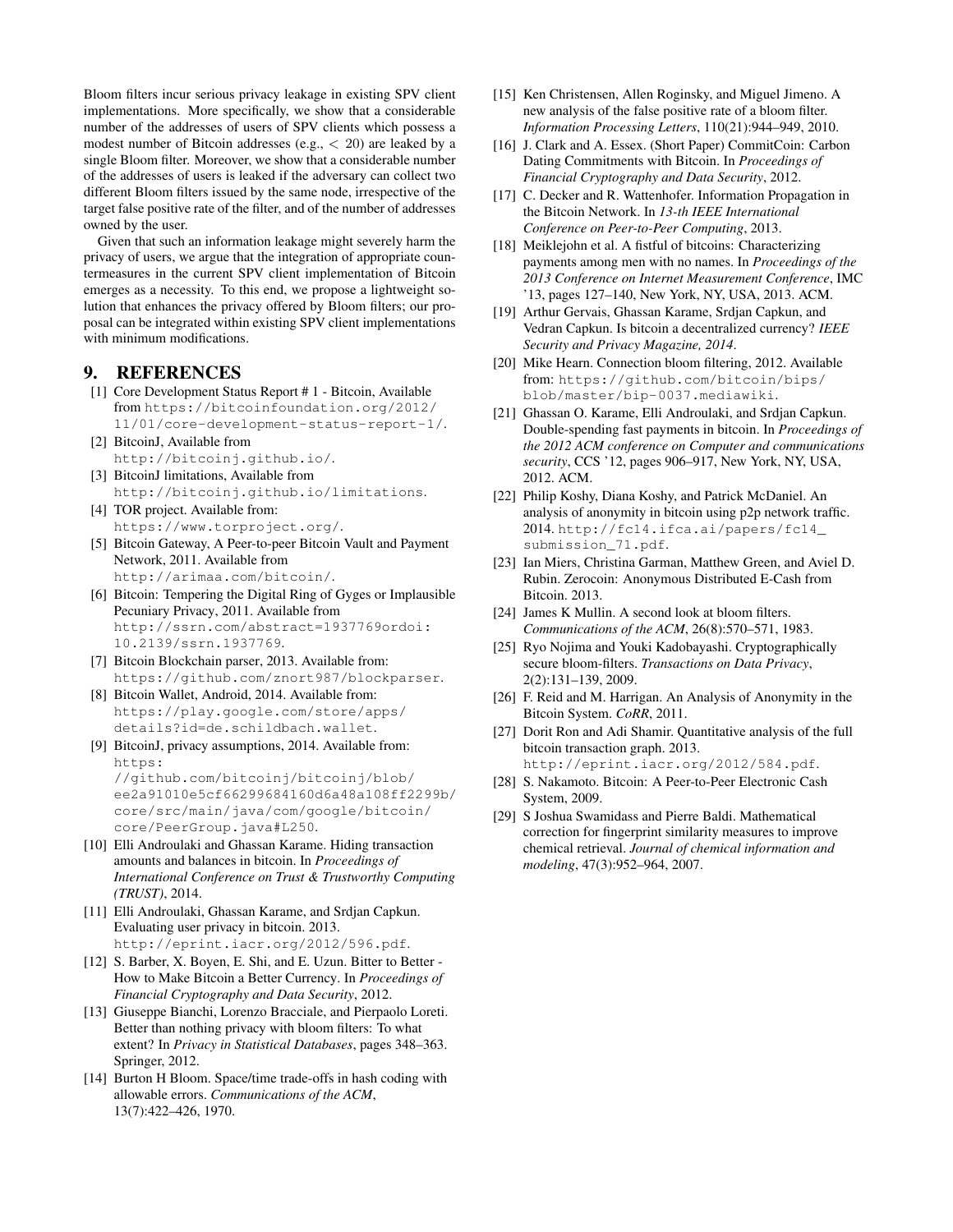Bloom filters incur serious privacy leakage in existing SPV client implementations. More specifically, we show that a considerable number of the addresses of users of SPV clients which possess a modest number of Bitcoin addresses (e.g., $< 20$) are leaked by a single Bloom filter. Moreover, we show that a considerable number of the addresses of users is leaked if the adversary can collect two different Bloom filters issued by the same node, irrespective of the target false positive rate of the filter, and of the number of addresses owned by the user.

Given that such an information leakage might severely harm the privacy of users, we argue that the integration of appropriate countermeasures in the current SPV client implementation of Bitcoin emerges as a necessity. To this end, we propose a lightweight solution that enhances the privacy offered by Bloom filters; our proposal can be integrated within existing SPV client implementations with minimum modifications.

# 9. REFERENCES

[1] Core Development Status Report # 1 - Bitcoin, Available from https://bitcoinfoundation.org/2012/11/01/core-development-status-report-1/.

[2] BitcoinJ, Available from http://bitcoinj.github.io/.

[3] BitcoinJ limitations, Available from http://bitcoinj.github.io/limitations.

[4] TOR project. Available from: https://www.torproject.org/.

[5] Bitcoin Gateway, A Peer-to-peer Bitcoin Vault and Payment Network, 2011. Available from http://arimaa.com/bitcoin/.

[6] Bitcoin: Tempering the Digital Ring of Gyges or Implausible Pecuniary Privacy, 2011. Available from http://ssrn.com/abstract=1937769ordoi:10.2139/ssrn.1937769.

[7] Bitcoin Blockchain parser, 2013. Available from: https://github.com/znort987/blockparser.

[8] Bitcoin Wallet, Android, 2014. Available from: https://play.google.com/store/apps/details?id=de.schildbach.wallet.

[9] BitcoinJ, privacy assumptions, 2014. Available from: https://github.com/bitcoinj/bitcoinj/blob/ee2a91010e5cf66299684160d6a48a108ff2299b/core/src/main/java/com/google/bitcoin/core/PeerGroup.java#L250.

[10] Elli Androulaki and Ghassan Karame. Hiding transaction amounts and balances in bitcoin. In *Proceedings of International Conference on Trust & Trustworthy Computing (TRUST)*, 2014.

[11] Elli Androulaki, Ghassan Karame, and Srdjan Capkun. Evaluating user privacy in bitcoin. 2013. http://eprint.iacr.org/2012/596.pdf.

[12] S. Barber, X. Boyen, E. Shi, and E. Uzun. Bitter to Better - How to Make Bitcoin a Better Currency. In *Proceedings of Financial Cryptography and Data Security*, 2012.

[13] Giuseppe Bianchi, Lorenzo Bracciale, and Pierpaolo Loreti. Better than nothing privacy with bloom filters: To what extent? In *Privacy in Statistical Databases*, pages 348–363. Springer, 2012.

[14] Burton H Bloom. Space/time trade-offs in hash coding with allowable errors. *Communications of the ACM*, 13(7):422–426, 1970.

[15] Ken Christensen, Allen Roginsky, and Miguel Jimeno. A new analysis of the false positive rate of a bloom filter. *Information Processing Letters*, 110(21):944–949, 2010.

[16] J. Clark and A. Essex. (Short Paper) CommitCoin: Carbon Dating Commitments with Bitcoin. In *Proceedings of Financial Cryptography and Data Security*, 2012.

[17] C. Decker and R. Wattenhofer. Information Propagation in the Bitcoin Network. In *13-th IEEE International Conference on Peer-to-Peer Computing*, 2013.

[18] Meiklejohn et al. A fistful of bitcoins: Characterizing payments among men with no names. In *Proceedings of the 2013 Conference on Internet Measurement Conference*, IMC '13, pages 127–140, New York, NY, USA, 2013. ACM.

[19] Arthur Gervais, Ghassan Karame, Srdjan Capkun, and Vedran Capkun. Is bitcoin a decentralized currency? *IEEE Security and Privacy Magazine, 2014*.

[20] Mike Hearn. Connection bloom filtering, 2012. Available from: https://github.com/bitcoin/bips/blob/master/bip-0037.mediawiki.

[21] Ghassan O. Karame, Elli Androulaki, and Srdjan Capkun. Double-spending fast payments in bitcoin. In *Proceedings of the 2012 ACM conference on Computer and communications security*, CCS '12, pages 906–917, New York, NY, USA, 2012. ACM.

[22] Philip Koshy, Diana Koshy, and Patrick McDaniel. An analysis of anonymity in bitcoin using p2p network traffic. 2014. http://fc14.ifca.ai/papers/fc14_submission_71.pdf.

[23] Ian Miers, Christina Garman, Matthew Green, and Aviel D. Rubin. Zerocoin: Anonymous Distributed E-Cash from Bitcoin. 2013.

[24] James K Mullin. A second look at bloom filters. *Communications of the ACM*, 26(8):570–571, 1983.

[25] Ryo Nojima and Youki Kadobayashi. Cryptographically secure bloom-filters. *Transactions on Data Privacy*, 2(2):131–139, 2009.

[26] F. Reid and M. Harrigan. An Analysis of Anonymity in the Bitcoin System. *CoRR*, 2011.

[27] Dorit Ron and Adi Shamir. Quantitative analysis of the full bitcoin transaction graph. 2013. http://eprint.iacr.org/2012/584.pdf.

[28] S. Nakamoto. Bitcoin: A Peer-to-Peer Electronic Cash System, 2009.

[29] S Joshua Swamidass and Pierre Baldi. Mathematical correction for fingerprint similarity measures to improve chemical retrieval. *Journal of chemical information and modeling*, 47(3):952–964, 2007.